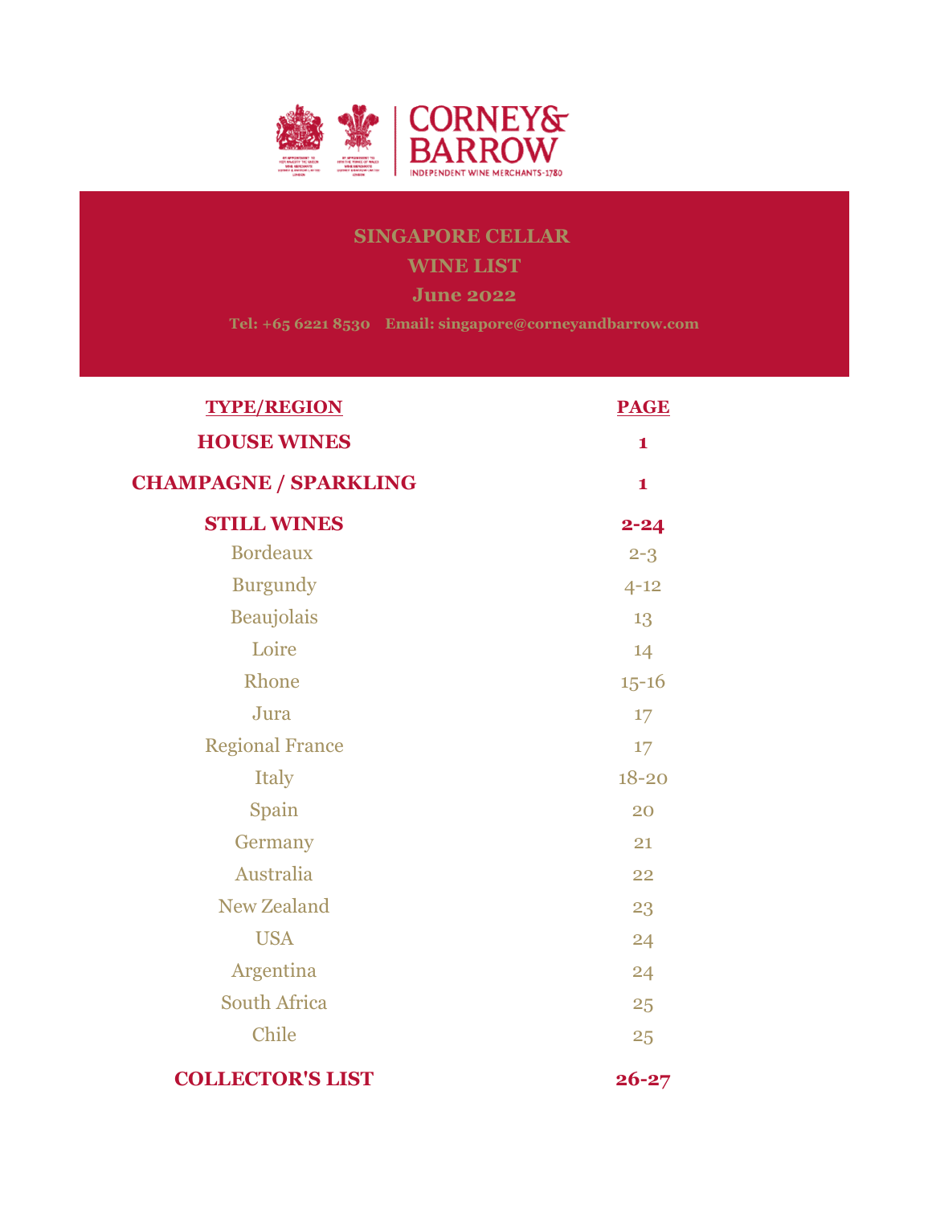CORNEY& BARROW

INDEPENDENT WINE MERCHANTS-1780

# SINGAPORE CELLAR

## WINE LIST

### June 2022

**Tel: +65 6221 8530  Email: singapore@corneyandbarrow.com**

| TYPE/REGION | PAGE |
|---|---|
| **HOUSE WINES** | **1** |
| **CHAMPAGNE / SPARKLING** | **1** |
| **STILL WINES** | **2-24** |
| Bordeaux | 2-3 |
| Burgundy | 4-12 |
| Beaujolais | 13 |
| Loire | 14 |
| Rhone | 15-16 |
| Jura | 17 |
| Regional France | 17 |
| Italy | 18-20 |
| Spain | 20 |
| Germany | 21 |
| Australia | 22 |
| New Zealand | 23 |
| USA | 24 |
| Argentina | 24 |
| South Africa | 25 |
| Chile | 25 |
| **COLLECTOR'S LIST** | **26-27** |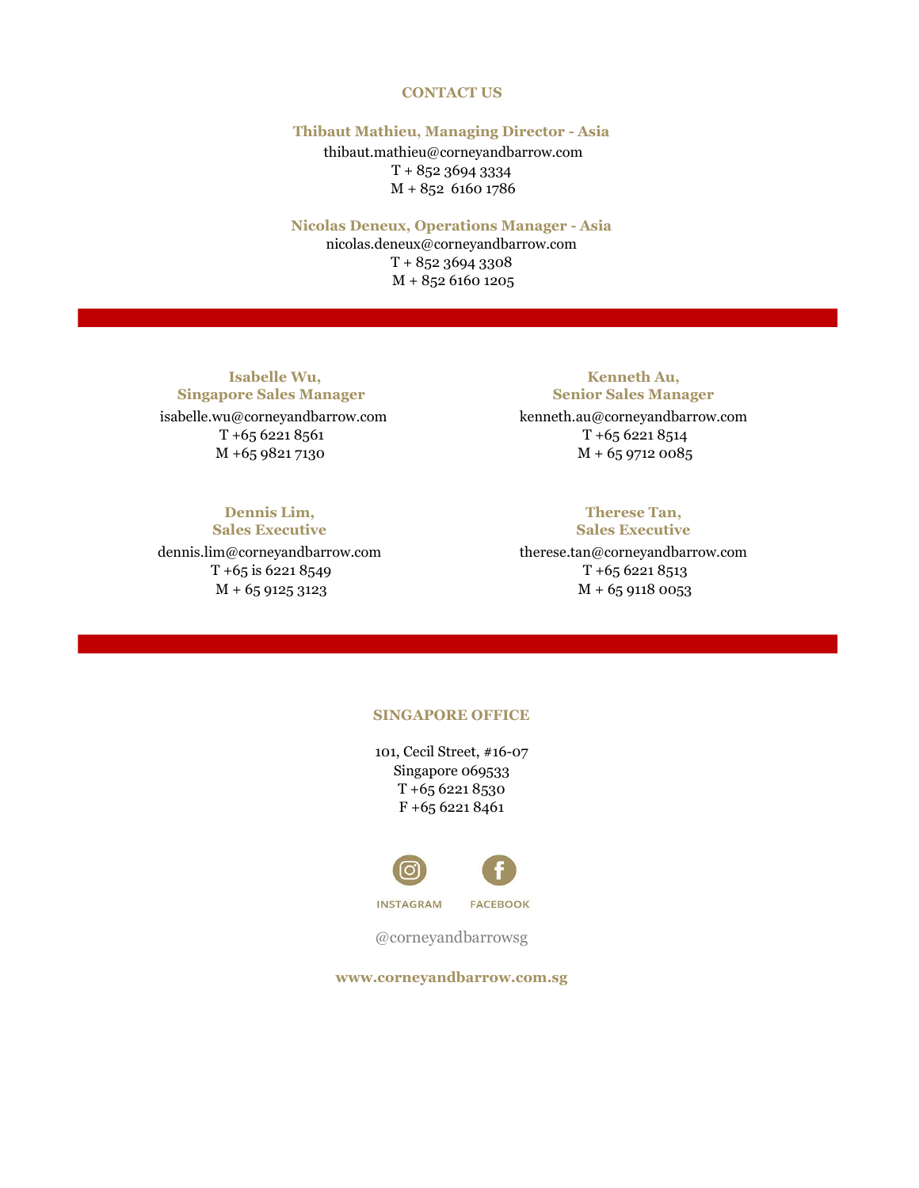## CONTACT US

**Thibaut Mathieu, Managing Director - Asia**
thibaut.mathieu@corneyandbarrow.com
T + 852 3694 3334
M + 852  6160 1786

**Nicolas Deneux, Operations Manager - Asia**
nicolas.deneux@corneyandbarrow.com
T + 852 3694 3308
M + 852 6160 1205

---

**Isabelle Wu,
Singapore Sales Manager**
isabelle.wu@corneyandbarrow.com
T +65 6221 8561
M +65 9821 7130

**Kenneth Au,
Senior Sales Manager**
kenneth.au@corneyandbarrow.com
T +65 6221 8514
M + 65 9712 0085

**Dennis Lim,
Sales Executive**
dennis.lim@corneyandbarrow.com
T +65 is 6221 8549
M + 65 9125 3123

**Therese Tan,
Sales Executive**
therese.tan@corneyandbarrow.com
T +65 6221 8513
M + 65 9118 0053

---

## SINGAPORE OFFICE

101, Cecil Street, #16-07
Singapore 069533
T +65 6221 8530
F +65 6221 8461

INSTAGRAM FACEBOOK

@corneyandbarrowsg

**www.corneyandbarrow.com.sg**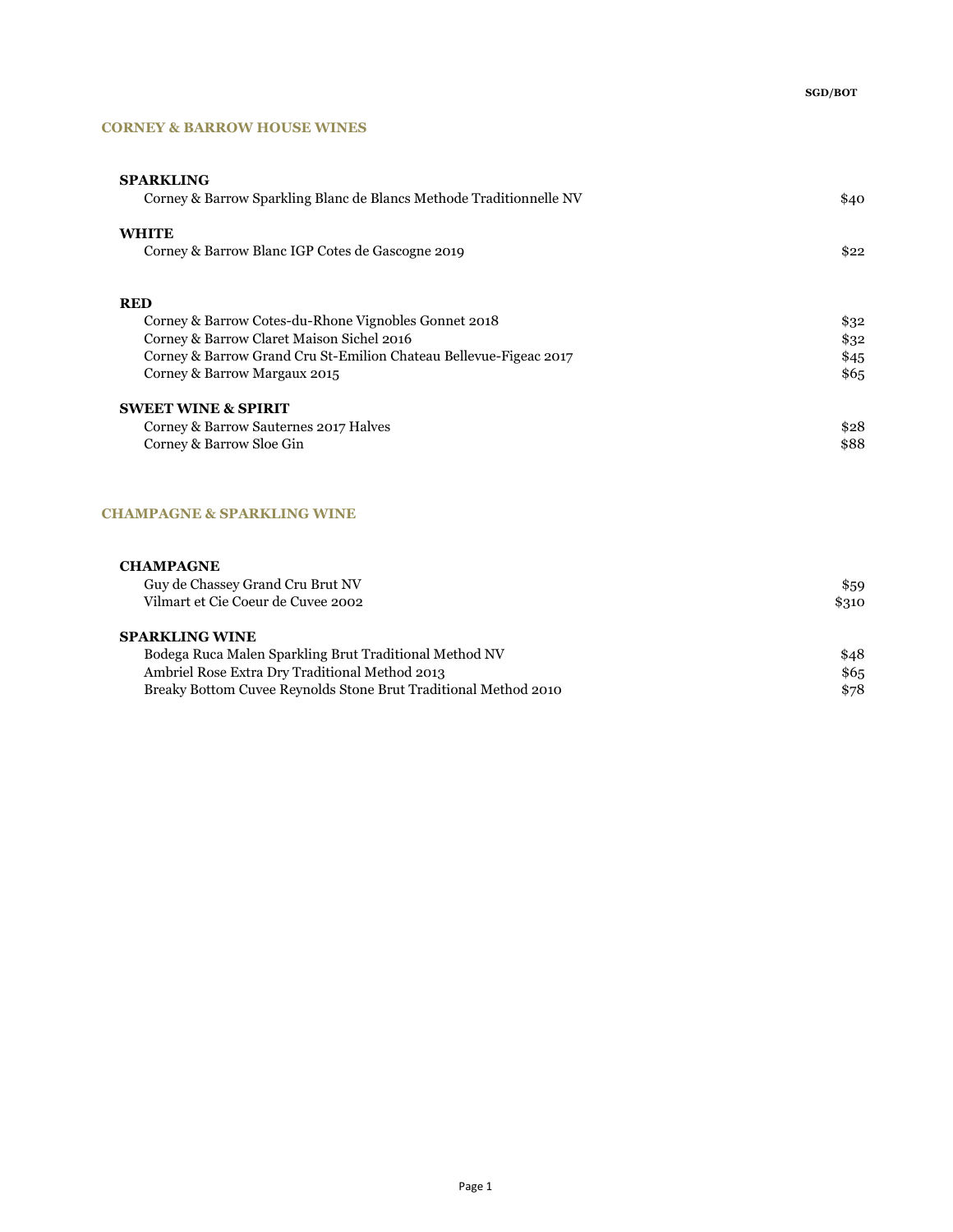SGD/BOT

## CORNEY & BARROW HOUSE WINES

### SPARKLING

| | |
|---|---|
| Corney & Barrow Sparkling Blanc de Blancs Methode Traditionnelle NV | $40 |

### WHITE

| | |
|---|---|
| Corney & Barrow Blanc IGP Cotes de Gascogne 2019 | $22 |

### RED

| | |
|---|---|
| Corney & Barrow Cotes-du-Rhone Vignobles Gonnet 2018 | $32 |
| Corney & Barrow Claret Maison Sichel 2016 | $32 |
| Corney & Barrow Grand Cru St-Emilion Chateau Bellevue-Figeac 2017 | $45 |
| Corney & Barrow Margaux 2015 | $65 |

### SWEET WINE & SPIRIT

| | |
|---|---|
| Corney & Barrow Sauternes 2017 Halves | $28 |
| Corney & Barrow Sloe Gin | $88 |

## CHAMPAGNE & SPARKLING WINE

### CHAMPAGNE

| | |
|---|---|
| Guy de Chassey Grand Cru Brut NV | $59 |
| Vilmart et Cie Coeur de Cuvee 2002 | $310 |

### SPARKLING WINE

| | |
|---|---|
| Bodega Ruca Malen Sparkling Brut Traditional Method NV | $48 |
| Ambriel Rose Extra Dry Traditional Method 2013 | $65 |
| Breaky Bottom Cuvee Reynolds Stone Brut Traditional Method 2010 | $78 |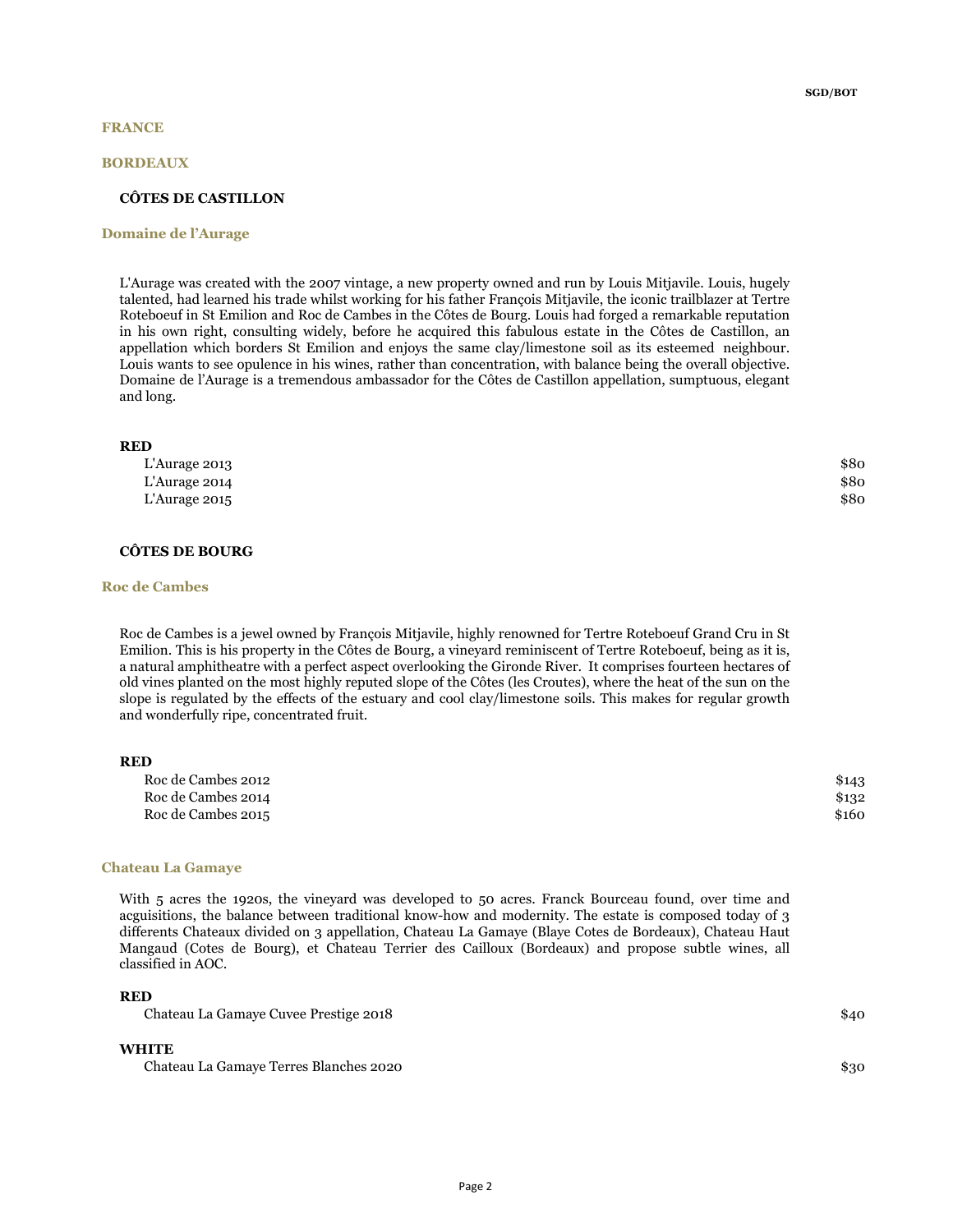## FRANCE

## BORDEAUX

### CÔTES DE CASTILLON

#### Domaine de l'Aurage

L'Aurage was created with the 2007 vintage, a new property owned and run by Louis Mitjavile. Louis, hugely talented, had learned his trade whilst working for his father François Mitjavile, the iconic trailblazer at Tertre Roteboeuf in St Emilion and Roc de Cambes in the Côtes de Bourg. Louis had forged a remarkable reputation in his own right, consulting widely, before he acquired this fabulous estate in the Côtes de Castillon, an appellation which borders St Emilion and enjoys the same clay/limestone soil as its esteemed neighbour. Louis wants to see opulence in his wines, rather than concentration, with balance being the overall objective. Domaine de l'Aurage is a tremendous ambassador for the Côtes de Castillon appellation, sumptuous, elegant and long.

**RED**

| | |
|---|---|
| L'Aurage 2013 | $80 |
| L'Aurage 2014 | $80 |
| L'Aurage 2015 | $80 |

### CÔTES DE BOURG

#### Roc de Cambes

Roc de Cambes is a jewel owned by François Mitjavile, highly renowned for Tertre Roteboeuf Grand Cru in St Emilion. This is his property in the Côtes de Bourg, a vineyard reminiscent of Tertre Roteboeuf, being as it is, a natural amphitheatre with a perfect aspect overlooking the Gironde River. It comprises fourteen hectares of old vines planted on the most highly reputed slope of the Côtes (les Croutes), where the heat of the sun on the slope is regulated by the effects of the estuary and cool clay/limestone soils. This makes for regular growth and wonderfully ripe, concentrated fruit.

**RED**

| | |
|---|---|
| Roc de Cambes 2012 | $143 |
| Roc de Cambes 2014 | $132 |
| Roc de Cambes 2015 | $160 |

#### Chateau La Gamaye

With 5 acres the 1920s, the vineyard was developed to 50 acres. Franck Bourceau found, over time and acguisitions, the balance between traditional know-how and modernity. The estate is composed today of 3 differents Chateaux divided on 3 appellation, Chateau La Gamaye (Blaye Cotes de Bordeaux), Chateau Haut Mangaud (Cotes de Bourg), et Chateau Terrier des Cailloux (Bordeaux) and propose subtle wines, all classified in AOC.

**RED**

| | |
|---|---|
| Chateau La Gamaye Cuvee Prestige 2018 | $40 |

**WHITE**

| | |
|---|---|
| Chateau La Gamaye Terres Blanches 2020 | $30 |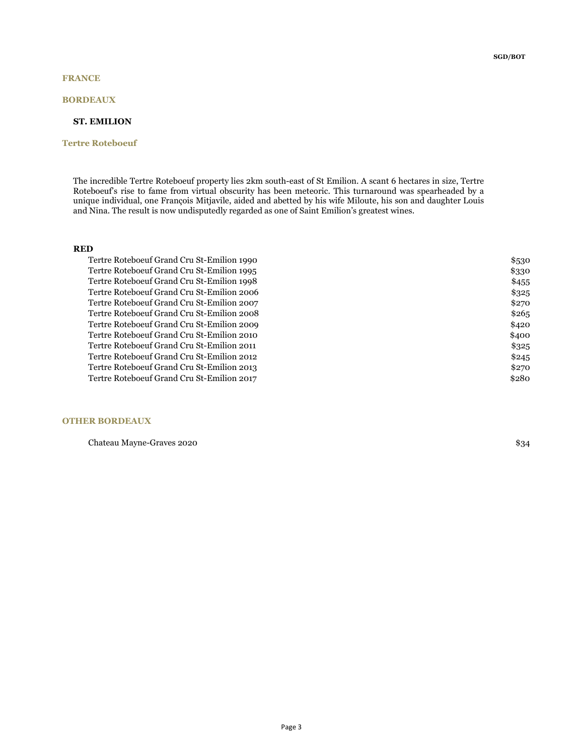## FRANCE

## BORDEAUX

### ST. EMILION

### Tertre Roteboeuf

The incredible Tertre Roteboeuf property lies 2km south-east of St Emilion. A scant 6 hectares in size, Tertre Roteboeuf's rise to fame from virtual obscurity has been meteoric. This turnaround was spearheaded by a unique individual, one François Mitjavile, aided and abetted by his wife Miloute, his son and daughter Louis and Nina. The result is now undisputedly regarded as one of Saint Emilion's greatest wines.

**RED**

| Wine | Price |
|---|---|
| Tertre Roteboeuf Grand Cru St-Emilion 1990 | $530 |
| Tertre Roteboeuf Grand Cru St-Emilion 1995 | $330 |
| Tertre Roteboeuf Grand Cru St-Emilion 1998 | $455 |
| Tertre Roteboeuf Grand Cru St-Emilion 2006 | $325 |
| Tertre Roteboeuf Grand Cru St-Emilion 2007 | $270 |
| Tertre Roteboeuf Grand Cru St-Emilion 2008 | $265 |
| Tertre Roteboeuf Grand Cru St-Emilion 2009 | $420 |
| Tertre Roteboeuf Grand Cru St-Emilion 2010 | $400 |
| Tertre Roteboeuf Grand Cru St-Emilion 2011 | $325 |
| Tertre Roteboeuf Grand Cru St-Emilion 2012 | $245 |
| Tertre Roteboeuf Grand Cru St-Emilion 2013 | $270 |
| Tertre Roteboeuf Grand Cru St-Emilion 2017 | $280 |

## OTHER BORDEAUX

| Wine | Price |
|---|---|
| Chateau Mayne-Graves 2020 | $34 |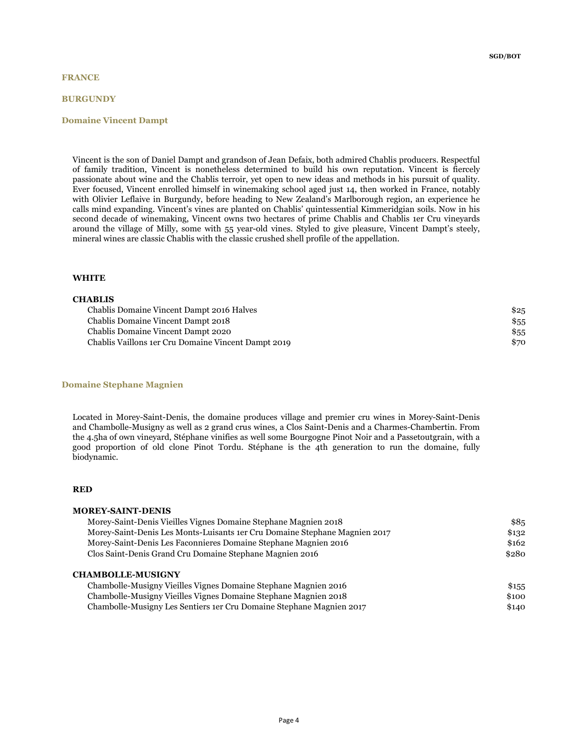SGD/BOT

# FRANCE

## BURGUNDY

### Domaine Vincent Dampt

Vincent is the son of Daniel Dampt and grandson of Jean Defaix, both admired Chablis producers. Respectful of family tradition, Vincent is nonetheless determined to build his own reputation. Vincent is fiercely passionate about wine and the Chablis terroir, yet open to new ideas and methods in his pursuit of quality. Ever focused, Vincent enrolled himself in winemaking school aged just 14, then worked in France, notably with Olivier Leflaive in Burgundy, before heading to New Zealand's Marlborough region, an experience he calls mind expanding. Vincent's vines are planted on Chablis' quintessential Kimmeridgian soils. Now in his second decade of winemaking, Vincent owns two hectares of prime Chablis and Chablis 1er Cru vineyards around the village of Milly, some with 55 year-old vines. Styled to give pleasure, Vincent Dampt's steely, mineral wines are classic Chablis with the classic crushed shell profile of the appellation.

**WHITE**

**CHABLIS**

| Wine | Price |
|---|---|
| Chablis Domaine Vincent Dampt 2016 Halves | $25 |
| Chablis Domaine Vincent Dampt 2018 | $55 |
| Chablis Domaine Vincent Dampt 2020 | $55 |
| Chablis Vaillons 1er Cru Domaine Vincent Dampt 2019 | $70 |

### Domaine Stephane Magnien

Located in Morey-Saint-Denis, the domaine produces village and premier cru wines in Morey-Saint-Denis and Chambolle-Musigny as well as 2 grand crus wines, a Clos Saint-Denis and a Charmes-Chambertin. From the 4.5ha of own vineyard, Stéphane vinifies as well some Bourgogne Pinot Noir and a Passetoutgrain, with a good proportion of old clone Pinot Tordu. Stéphane is the 4th generation to run the domaine, fully biodynamic.

**RED**

**MOREY-SAINT-DENIS**

| Wine | Price |
|---|---|
| Morey-Saint-Denis Vieilles Vignes Domaine Stephane Magnien 2018 | $85 |
| Morey-Saint-Denis Les Monts-Luisants 1er Cru Domaine Stephane Magnien 2017 | $132 |
| Morey-Saint-Denis Les Faconnieres Domaine Stephane Magnien 2016 | $162 |
| Clos Saint-Denis Grand Cru Domaine Stephane Magnien 2016 | $280 |

**CHAMBOLLE-MUSIGNY**

| Wine | Price |
|---|---|
| Chambolle-Musigny Vieilles Vignes Domaine Stephane Magnien 2016 | $155 |
| Chambolle-Musigny Vieilles Vignes Domaine Stephane Magnien 2018 | $100 |
| Chambolle-Musigny Les Sentiers 1er Cru Domaine Stephane Magnien 2017 | $140 |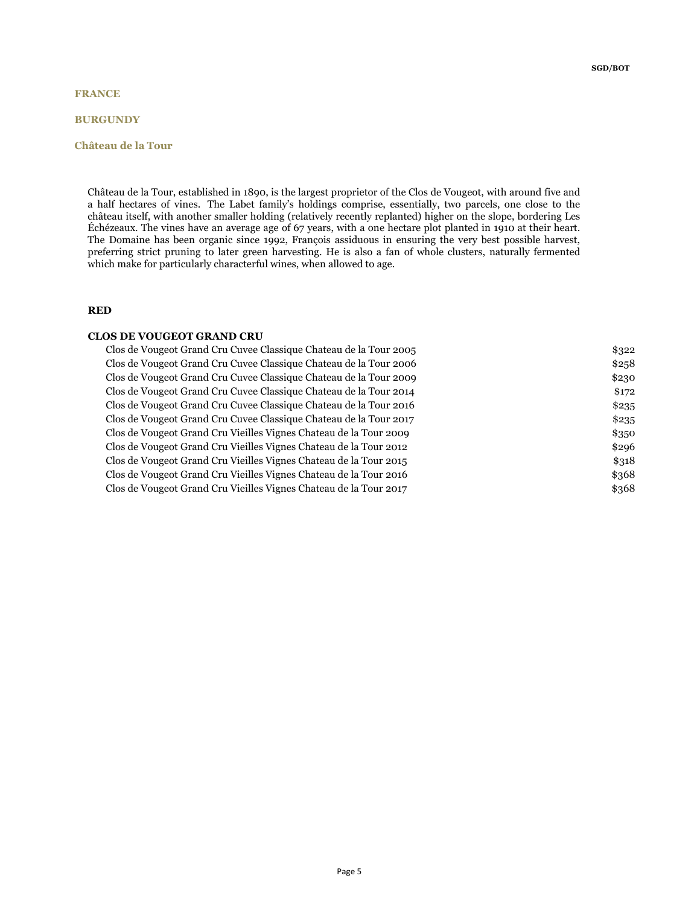**SGD/BOT**

## FRANCE

## BURGUNDY

### Château de la Tour

Château de la Tour, established in 1890, is the largest proprietor of the Clos de Vougeot, with around five and a half hectares of vines. The Labet family's holdings comprise, essentially, two parcels, one close to the château itself, with another smaller holding (relatively recently replanted) higher on the slope, bordering Les Échézeaux. The vines have an average age of 67 years, with a one hectare plot planted in 1910 at their heart. The Domaine has been organic since 1992, François assiduous in ensuring the very best possible harvest, preferring strict pruning to later green harvesting. He is also a fan of whole clusters, naturally fermented which make for particularly characterful wines, when allowed to age.

**RED**

**CLOS DE VOUGEOT GRAND CRU**

| Wine | Price |
|---|---|
| Clos de Vougeot Grand Cru Cuvee Classique Chateau de la Tour 2005 | $322 |
| Clos de Vougeot Grand Cru Cuvee Classique Chateau de la Tour 2006 | $258 |
| Clos de Vougeot Grand Cru Cuvee Classique Chateau de la Tour 2009 | $230 |
| Clos de Vougeot Grand Cru Cuvee Classique Chateau de la Tour 2014 | $172 |
| Clos de Vougeot Grand Cru Cuvee Classique Chateau de la Tour 2016 | $235 |
| Clos de Vougeot Grand Cru Cuvee Classique Chateau de la Tour 2017 | $235 |
| Clos de Vougeot Grand Cru Vieilles Vignes Chateau de la Tour 2009 | $350 |
| Clos de Vougeot Grand Cru Vieilles Vignes Chateau de la Tour 2012 | $296 |
| Clos de Vougeot Grand Cru Vieilles Vignes Chateau de la Tour 2015 | $318 |
| Clos de Vougeot Grand Cru Vieilles Vignes Chateau de la Tour 2016 | $368 |
| Clos de Vougeot Grand Cru Vieilles Vignes Chateau de la Tour 2017 | $368 |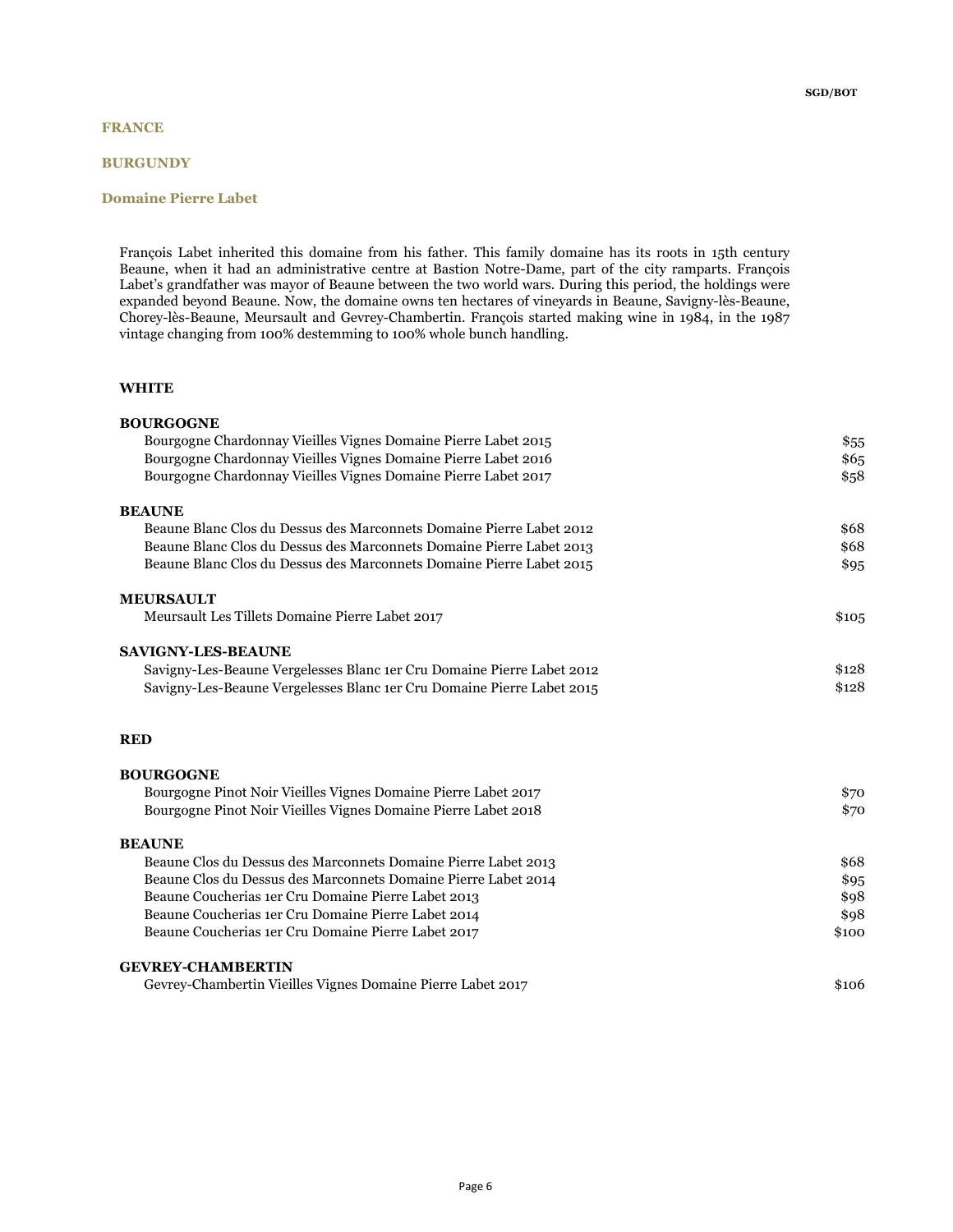# FRANCE

## BURGUNDY

### Domaine Pierre Labet

François Labet inherited this domaine from his father. This family domaine has its roots in 15th century Beaune, when it had an administrative centre at Bastion Notre-Dame, part of the city ramparts. François Labet's grandfather was mayor of Beaune between the two world wars. During this period, the holdings were expanded beyond Beaune. Now, the domaine owns ten hectares of vineyards in Beaune, Savigny-lès-Beaune, Chorey-lès-Beaune, Meursault and Gevrey-Chambertin. François started making wine in 1984, in the 1987 vintage changing from 100% destemming to 100% whole bunch handling.

#### WHITE

**BOURGOGNE**

| | |
|---|---|
| Bourgogne Chardonnay Vieilles Vignes Domaine Pierre Labet 2015 | $55 |
| Bourgogne Chardonnay Vieilles Vignes Domaine Pierre Labet 2016 | $65 |
| Bourgogne Chardonnay Vieilles Vignes Domaine Pierre Labet 2017 | $58 |

**BEAUNE**

| | |
|---|---|
| Beaune Blanc Clos du Dessus des Marconnets Domaine Pierre Labet 2012 | $68 |
| Beaune Blanc Clos du Dessus des Marconnets Domaine Pierre Labet 2013 | $68 |
| Beaune Blanc Clos du Dessus des Marconnets Domaine Pierre Labet 2015 | $95 |

**MEURSAULT**

| | |
|---|---|
| Meursault Les Tillets Domaine Pierre Labet 2017 | $105 |

**SAVIGNY-LES-BEAUNE**

| | |
|---|---|
| Savigny-Les-Beaune Vergelesses Blanc 1er Cru Domaine Pierre Labet 2012 | $128 |
| Savigny-Les-Beaune Vergelesses Blanc 1er Cru Domaine Pierre Labet 2015 | $128 |

#### RED

**BOURGOGNE**

| | |
|---|---|
| Bourgogne Pinot Noir Vieilles Vignes Domaine Pierre Labet 2017 | $70 |
| Bourgogne Pinot Noir Vieilles Vignes Domaine Pierre Labet 2018 | $70 |

**BEAUNE**

| | |
|---|---|
| Beaune Clos du Dessus des Marconnets Domaine Pierre Labet 2013 | $68 |
| Beaune Clos du Dessus des Marconnets Domaine Pierre Labet 2014 | $95 |
| Beaune Coucherias 1er Cru Domaine Pierre Labet 2013 | $98 |
| Beaune Coucherias 1er Cru Domaine Pierre Labet 2014 | $98 |
| Beaune Coucherias 1er Cru Domaine Pierre Labet 2017 | $100 |

**GEVREY-CHAMBERTIN**

| | |
|---|---|
| Gevrey-Chambertin Vieilles Vignes Domaine Pierre Labet 2017 | $106 |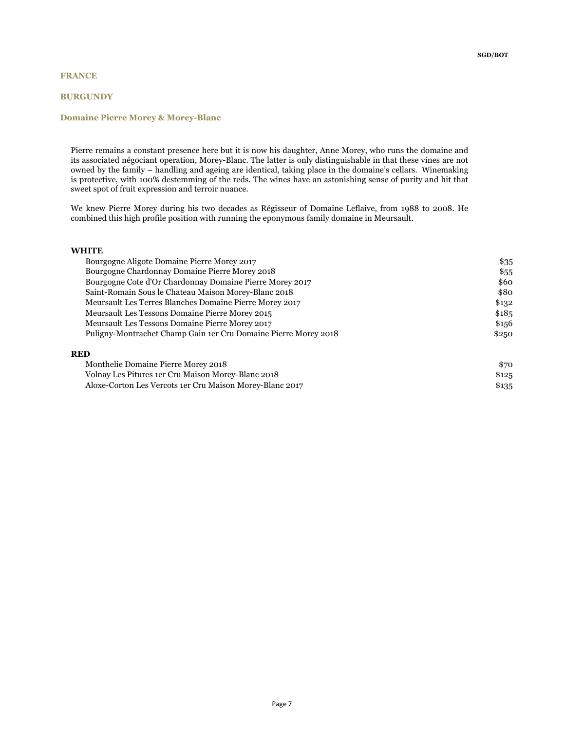SGD/BOT

# FRANCE

## BURGUNDY

### Domaine Pierre Morey & Morey-Blanc

Pierre remains a constant presence here but it is now his daughter, Anne Morey, who runs the domaine and its associated négociant operation, Morey-Blanc. The latter is only distinguishable in that these vines are not owned by the family – handling and ageing are identical, taking place in the domaine's cellars. Winemaking is protective, with 100% destemming of the reds. The wines have an astonishing sense of purity and hit that sweet spot of fruit expression and terroir nuance.

We knew Pierre Morey during his two decades as Régisseur of Domaine Leflaive, from 1988 to 2008. He combined this high profile position with running the eponymous family domaine in Meursault.

**WHITE**

| Wine | Price |
|---|---|
| Bourgogne Aligote Domaine Pierre Morey 2017 | $35 |
| Bourgogne Chardonnay Domaine Pierre Morey 2018 | $55 |
| Bourgogne Cote d'Or Chardonnay Domaine Pierre Morey 2017 | $60 |
| Saint-Romain Sous le Chateau Maison Morey-Blanc 2018 | $80 |
| Meursault Les Terres Blanches Domaine Pierre Morey 2017 | $132 |
| Meursault Les Tessons Domaine Pierre Morey 2015 | $185 |
| Meursault Les Tessons Domaine Pierre Morey 2017 | $156 |
| Puligny-Montrachet Champ Gain 1er Cru Domaine Pierre Morey 2018 | $250 |

**RED**

| Wine | Price |
|---|---|
| Monthelie Domaine Pierre Morey 2018 | $70 |
| Volnay Les Pitures 1er Cru Maison Morey-Blanc 2018 | $125 |
| Aloxe-Corton Les Vercots 1er Cru Maison Morey-Blanc 2017 | $135 |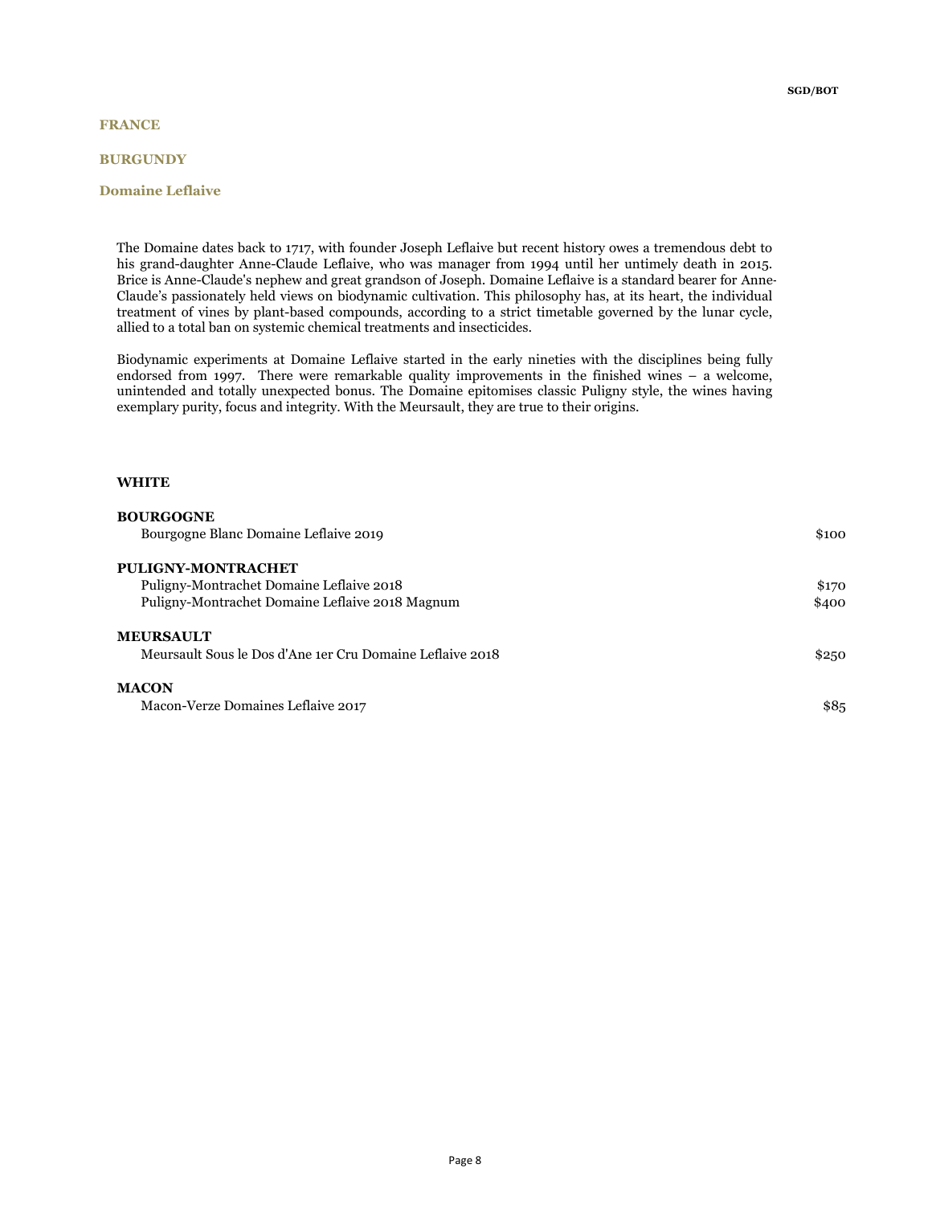# FRANCE

## BURGUNDY

### Domaine Leflaive

The Domaine dates back to 1717, with founder Joseph Leflaive but recent history owes a tremendous debt to his grand-daughter Anne-Claude Leflaive, who was manager from 1994 until her untimely death in 2015. Brice is Anne-Claude's nephew and great grandson of Joseph. Domaine Leflaive is a standard bearer for Anne-Claude's passionately held views on biodynamic cultivation. This philosophy has, at its heart, the individual treatment of vines by plant-based compounds, according to a strict timetable governed by the lunar cycle, allied to a total ban on systemic chemical treatments and insecticides.

Biodynamic experiments at Domaine Leflaive started in the early nineties with the disciplines being fully endorsed from 1997. There were remarkable quality improvements in the finished wines – a welcome, unintended and totally unexpected bonus. The Domaine epitomises classic Puligny style, the wines having exemplary purity, focus and integrity. With the Meursault, they are true to their origins.

**WHITE**

| | SGD/BOT |
|---|---|
| **BOURGOGNE** | |
| Bourgogne Blanc Domaine Leflaive 2019 | $100 |
| **PULIGNY-MONTRACHET** | |
| Puligny-Montrachet Domaine Leflaive 2018 | $170 |
| Puligny-Montrachet Domaine Leflaive 2018 Magnum | $400 |
| **MEURSAULT** | |
| Meursault Sous le Dos d'Ane 1er Cru Domaine Leflaive 2018 | $250 |
| **MACON** | |
| Macon-Verze Domaines Leflaive 2017 | $85 |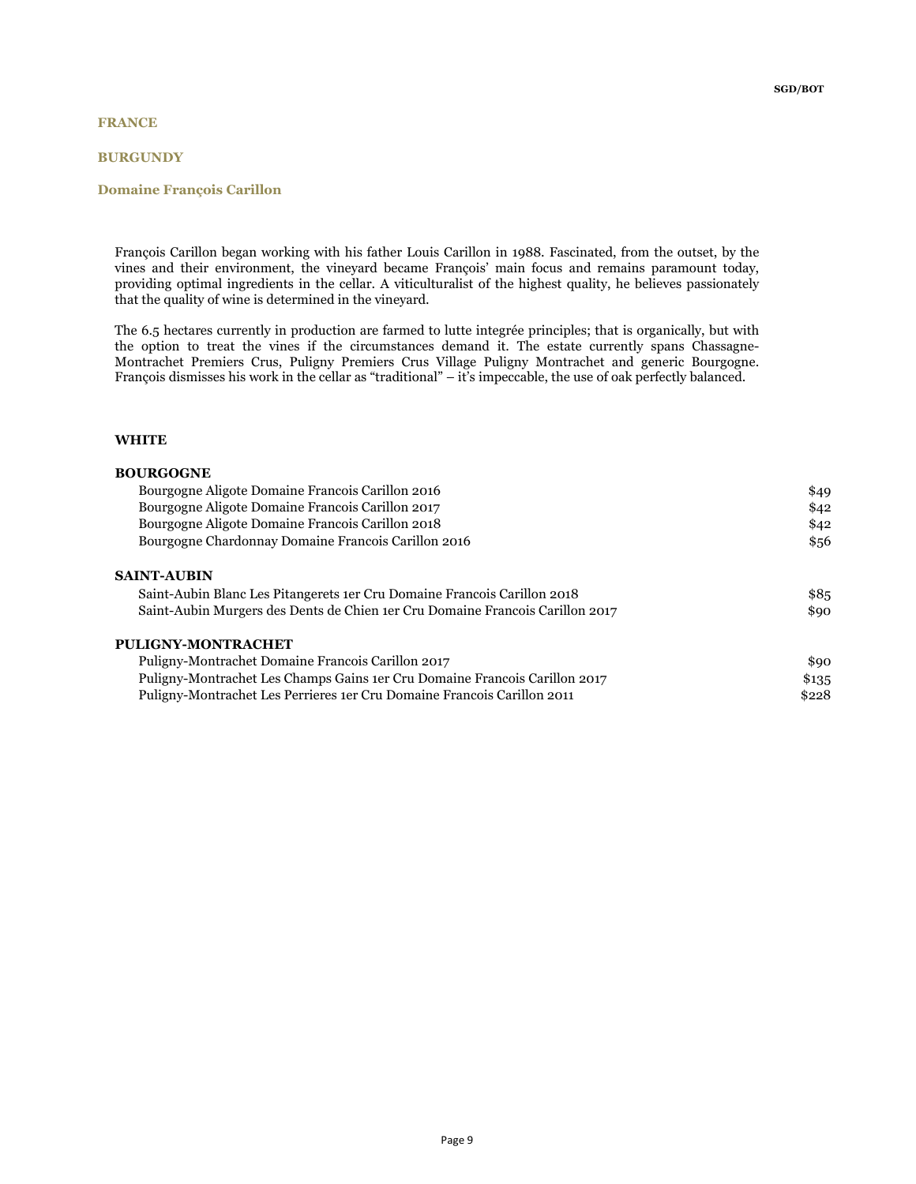**SGD/BOT**

## FRANCE

## BURGUNDY

### Domaine François Carillon

François Carillon began working with his father Louis Carillon in 1988. Fascinated, from the outset, by the vines and their environment, the vineyard became François' main focus and remains paramount today, providing optimal ingredients in the cellar. A viticulturalist of the highest quality, he believes passionately that the quality of wine is determined in the vineyard.

The 6.5 hectares currently in production are farmed to lutte integrée principles; that is organically, but with the option to treat the vines if the circumstances demand it. The estate currently spans Chassagne-Montrachet Premiers Crus, Puligny Premiers Crus Village Puligny Montrachet and generic Bourgogne. François dismisses his work in the cellar as "traditional" – it's impeccable, the use of oak perfectly balanced.

#### WHITE

**BOURGOGNE**

| | |
|---|---|
| Bourgogne Aligote Domaine Francois Carillon 2016 | $49 |
| Bourgogne Aligote Domaine Francois Carillon 2017 | $42 |
| Bourgogne Aligote Domaine Francois Carillon 2018 | $42 |
| Bourgogne Chardonnay Domaine Francois Carillon 2016 | $56 |

**SAINT-AUBIN**

| | |
|---|---|
| Saint-Aubin Blanc Les Pitangerets 1er Cru Domaine Francois Carillon 2018 | $85 |
| Saint-Aubin Murgers des Dents de Chien 1er Cru Domaine Francois Carillon 2017 | $90 |

**PULIGNY-MONTRACHET**

| | |
|---|---|
| Puligny-Montrachet Domaine Francois Carillon 2017 | $90 |
| Puligny-Montrachet Les Champs Gains 1er Cru Domaine Francois Carillon 2017 | $135 |
| Puligny-Montrachet Les Perrieres 1er Cru Domaine Francois Carillon 2011 | $228 |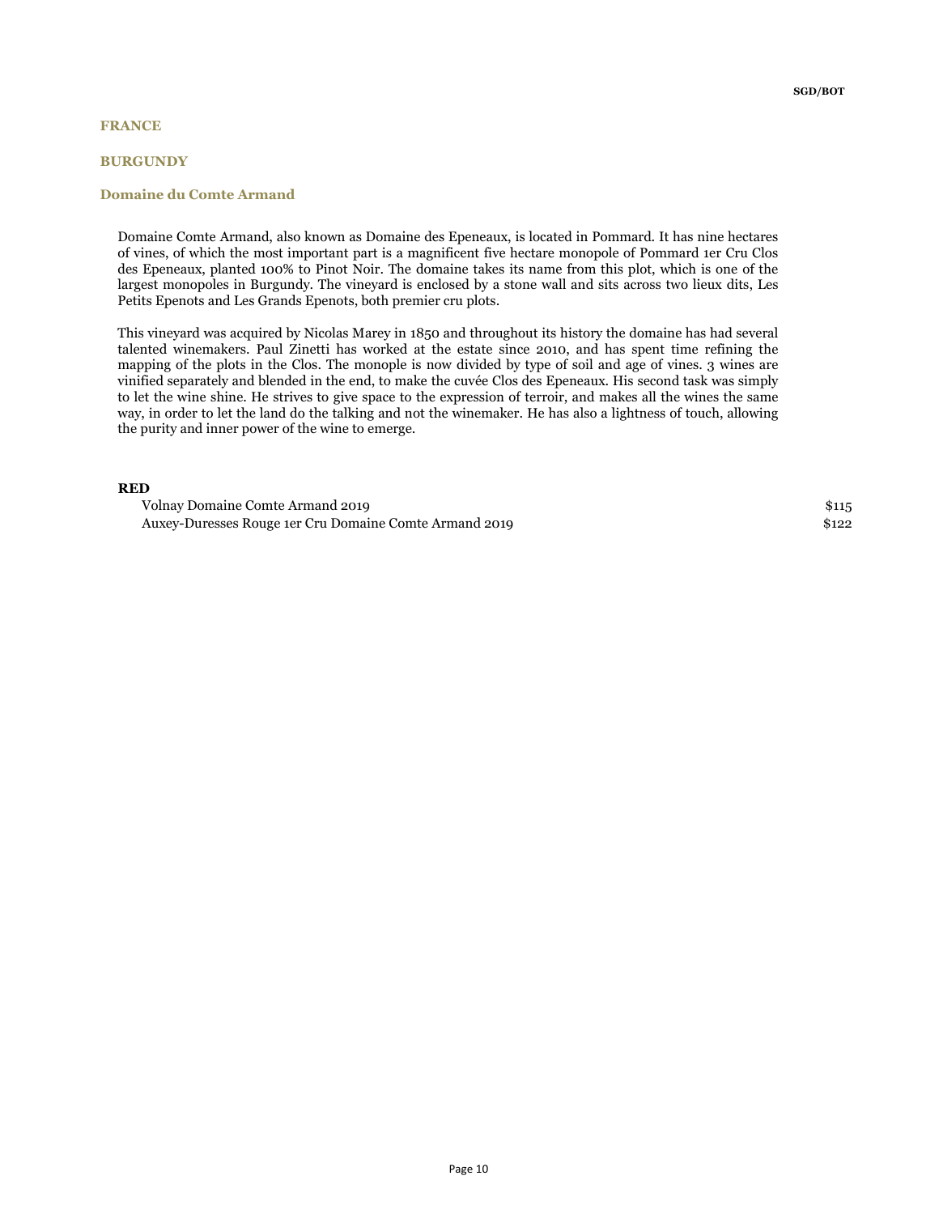## FRANCE

## BURGUNDY

### Domaine du Comte Armand

Domaine Comte Armand, also known as Domaine des Epeneaux, is located in Pommard. It has nine hectares of vines, of which the most important part is a magnificent five hectare monopole of Pommard 1er Cru Clos des Epeneaux, planted 100% to Pinot Noir. The domaine takes its name from this plot, which is one of the largest monopoles in Burgundy. The vineyard is enclosed by a stone wall and sits across two lieux dits, Les Petits Epenots and Les Grands Epenots, both premier cru plots.

This vineyard was acquired by Nicolas Marey in 1850 and throughout its history the domaine has had several talented winemakers. Paul Zinetti has worked at the estate since 2010, and has spent time refining the mapping of the plots in the Clos. The monople is now divided by type of soil and age of vines. 3 wines are vinified separately and blended in the end, to make the cuvée Clos des Epeneaux. His second task was simply to let the wine shine. He strives to give space to the expression of terroir, and makes all the wines the same way, in order to let the land do the talking and not the winemaker. He has also a lightness of touch, allowing the purity and inner power of the wine to emerge.

**RED**

| | |
|---|---|
| Volnay Domaine Comte Armand 2019 | $115 |
| Auxey-Duresses Rouge 1er Cru Domaine Comte Armand 2019 | $122 |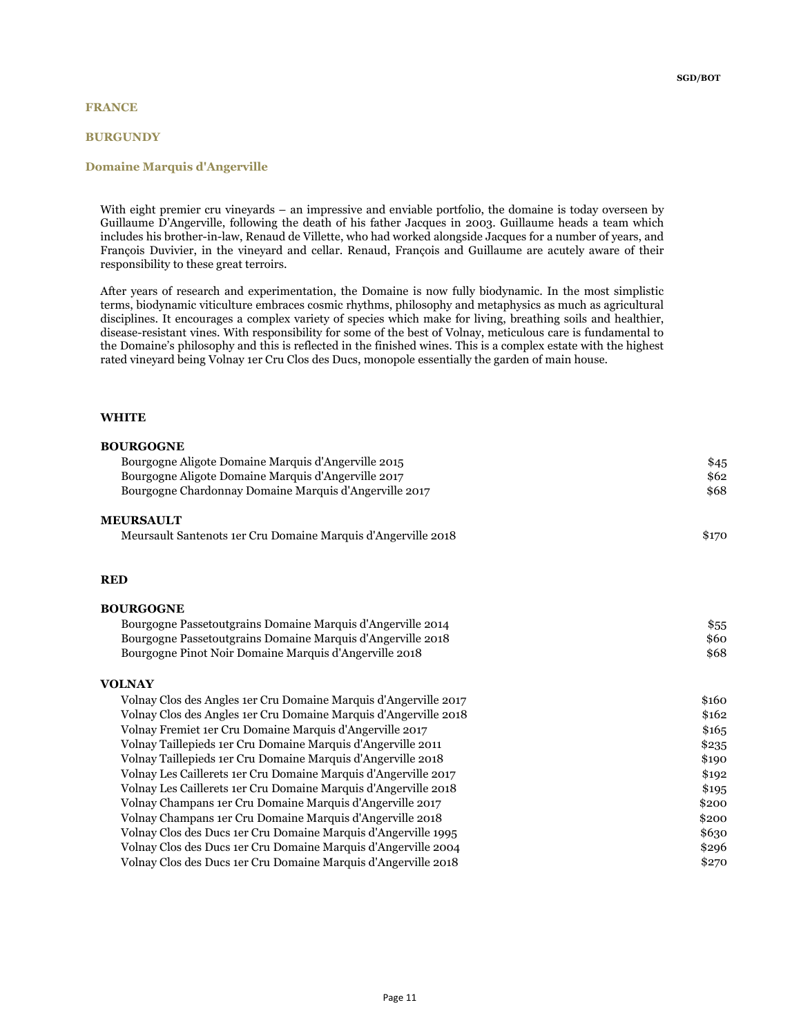## FRANCE

## BURGUNDY

### Domaine Marquis d'Angerville

With eight premier cru vineyards – an impressive and enviable portfolio, the domaine is today overseen by Guillaume D'Angerville, following the death of his father Jacques in 2003. Guillaume heads a team which includes his brother-in-law, Renaud de Villette, who had worked alongside Jacques for a number of years, and François Duvivier, in the vineyard and cellar. Renaud, François and Guillaume are acutely aware of their responsibility to these great terroirs.

After years of research and experimentation, the Domaine is now fully biodynamic. In the most simplistic terms, biodynamic viticulture embraces cosmic rhythms, philosophy and metaphysics as much as agricultural disciplines. It encourages a complex variety of species which make for living, breathing soils and healthier, disease-resistant vines. With responsibility for some of the best of Volnay, meticulous care is fundamental to the Domaine's philosophy and this is reflected in the finished wines. This is a complex estate with the highest rated vineyard being Volnay 1er Cru Clos des Ducs, monopole essentially the garden of main house.

#### WHITE

**BOURGOGNE**

| Wine | Price |
|---|---|
| Bourgogne Aligote Domaine Marquis d'Angerville 2015 | $45 |
| Bourgogne Aligote Domaine Marquis d'Angerville 2017 | $62 |
| Bourgogne Chardonnay Domaine Marquis d'Angerville 2017 | $68 |

**MEURSAULT**

| Wine | Price |
|---|---|
| Meursault Santenots 1er Cru Domaine Marquis d'Angerville 2018 | $170 |

#### RED

**BOURGOGNE**

| Wine | Price |
|---|---|
| Bourgogne Passetoutgrains Domaine Marquis d'Angerville 2014 | $55 |
| Bourgogne Passetoutgrains Domaine Marquis d'Angerville 2018 | $60 |
| Bourgogne Pinot Noir Domaine Marquis d'Angerville 2018 | $68 |

**VOLNAY**

| Wine | Price |
|---|---|
| Volnay Clos des Angles 1er Cru Domaine Marquis d'Angerville 2017 | $160 |
| Volnay Clos des Angles 1er Cru Domaine Marquis d'Angerville 2018 | $162 |
| Volnay Fremiet 1er Cru Domaine Marquis d'Angerville 2017 | $165 |
| Volnay Taillepieds 1er Cru Domaine Marquis d'Angerville 2011 | $235 |
| Volnay Taillepieds 1er Cru Domaine Marquis d'Angerville 2018 | $190 |
| Volnay Les Caillerets 1er Cru Domaine Marquis d'Angerville 2017 | $192 |
| Volnay Les Caillerets 1er Cru Domaine Marquis d'Angerville 2018 | $195 |
| Volnay Champans 1er Cru Domaine Marquis d'Angerville 2017 | $200 |
| Volnay Champans 1er Cru Domaine Marquis d'Angerville 2018 | $200 |
| Volnay Clos des Ducs 1er Cru Domaine Marquis d'Angerville 1995 | $630 |
| Volnay Clos des Ducs 1er Cru Domaine Marquis d'Angerville 2004 | $296 |
| Volnay Clos des Ducs 1er Cru Domaine Marquis d'Angerville 2018 | $270 |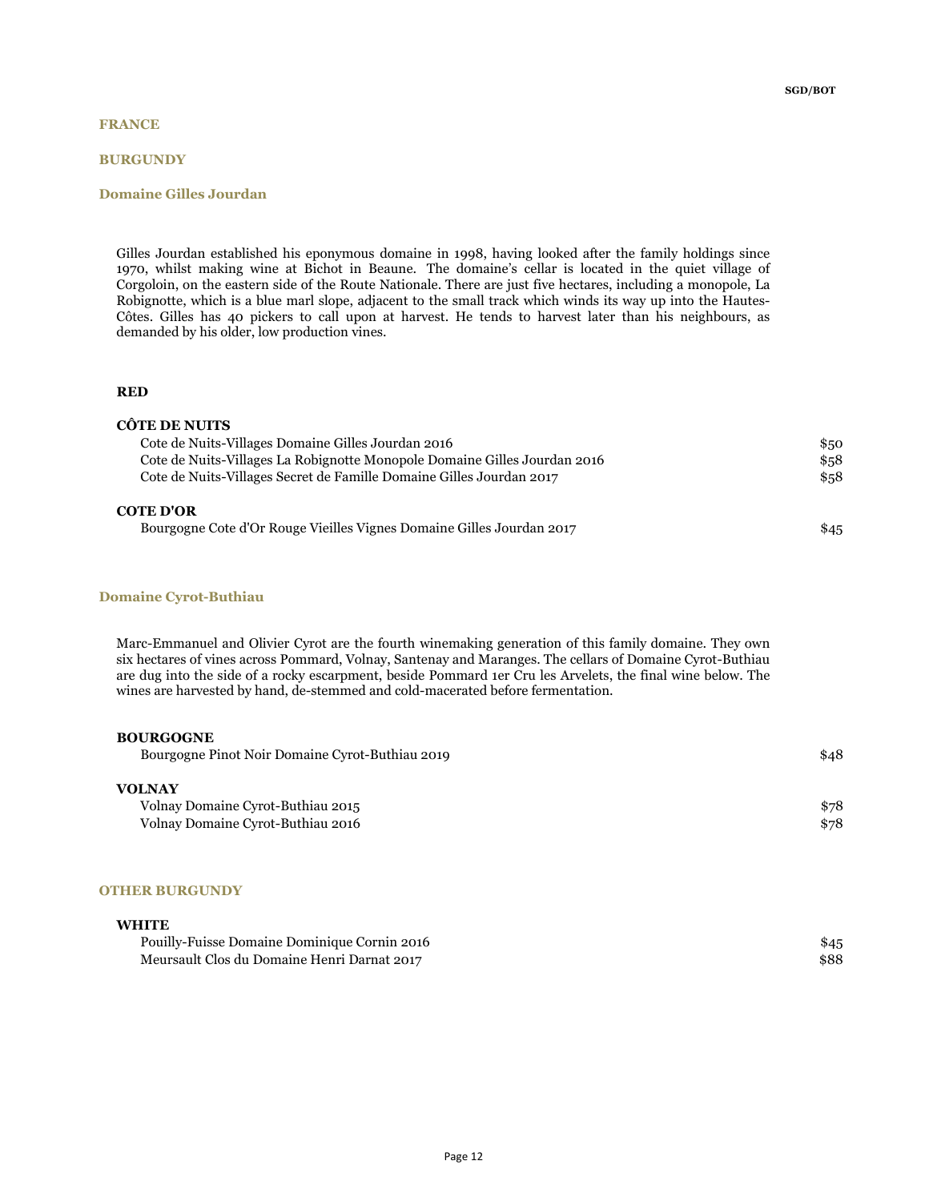## FRANCE

### BURGUNDY

#### Domaine Gilles Jourdan

Gilles Jourdan established his eponymous domaine in 1998, having looked after the family holdings since 1970, whilst making wine at Bichot in Beaune. The domaine's cellar is located in the quiet village of Corgoloin, on the eastern side of the Route Nationale. There are just five hectares, including a monopole, La Robignotte, which is a blue marl slope, adjacent to the small track which winds its way up into the Hautes-Côtes. Gilles has 40 pickers to call upon at harvest. He tends to harvest later than his neighbours, as demanded by his older, low production vines.

**RED**

**CÔTE DE NUITS**

| | |
|---|---|
| Cote de Nuits-Villages Domaine Gilles Jourdan 2016 | $50 |
| Cote de Nuits-Villages La Robignotte Monopole Domaine Gilles Jourdan 2016 | $58 |
| Cote de Nuits-Villages Secret de Famille Domaine Gilles Jourdan 2017 | $58 |

**COTE D'OR**

| | |
|---|---|
| Bourgogne Cote d'Or Rouge Vieilles Vignes Domaine Gilles Jourdan 2017 | $45 |

#### Domaine Cyrot-Buthiau

Marc-Emmanuel and Olivier Cyrot are the fourth winemaking generation of this family domaine. They own six hectares of vines across Pommard, Volnay, Santenay and Maranges. The cellars of Domaine Cyrot-Buthiau are dug into the side of a rocky escarpment, beside Pommard 1er Cru les Arvelets, the final wine below. The wines are harvested by hand, de-stemmed and cold-macerated before fermentation.

**BOURGOGNE**

| | |
|---|---|
| Bourgogne Pinot Noir Domaine Cyrot-Buthiau 2019 | $48 |

**VOLNAY**

| | |
|---|---|
| Volnay Domaine Cyrot-Buthiau 2015 | $78 |
| Volnay Domaine Cyrot-Buthiau 2016 | $78 |

#### OTHER BURGUNDY

**WHITE**

| | |
|---|---|
| Pouilly-Fuisse Domaine Dominique Cornin 2016 | $45 |
| Meursault Clos du Domaine Henri Darnat 2017 | $88 |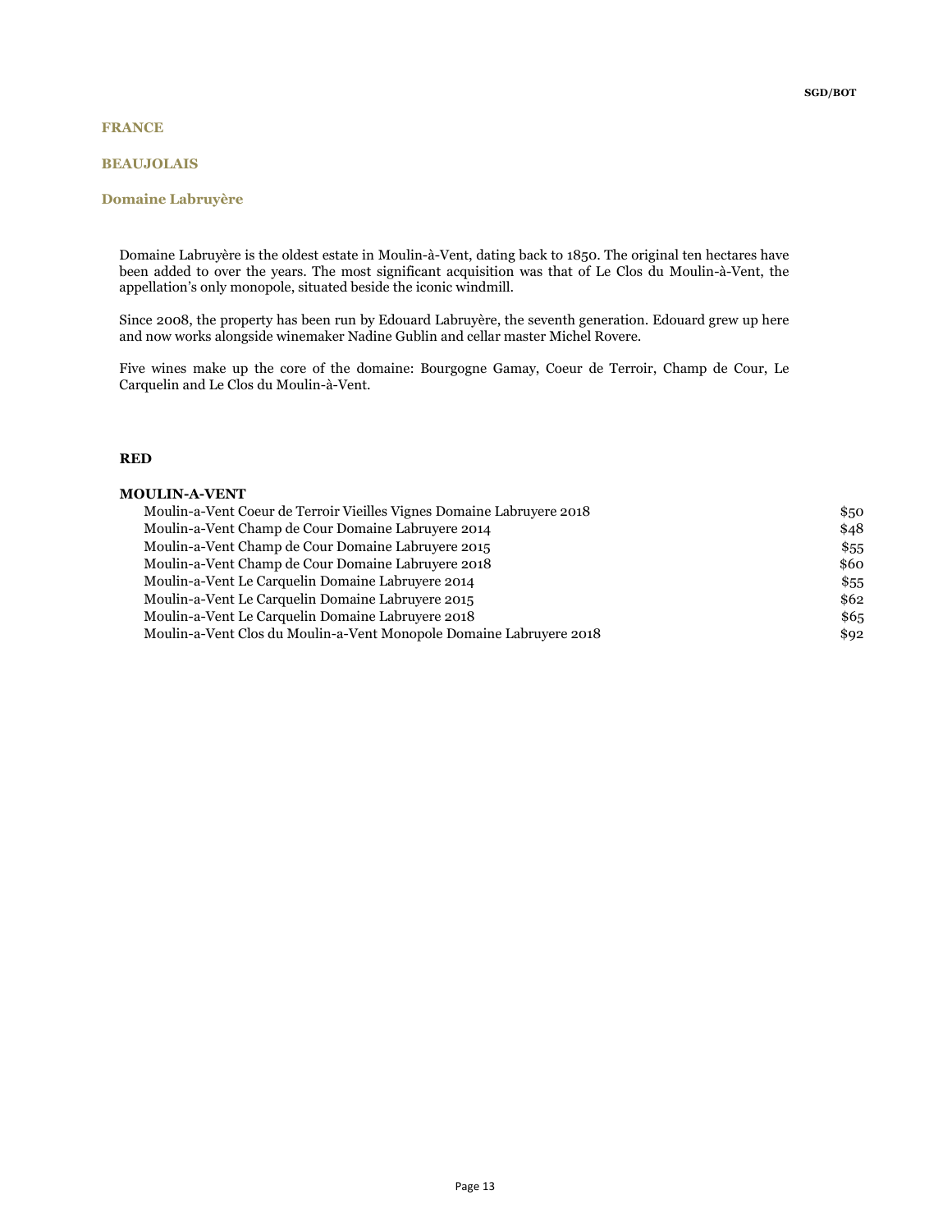SGD/BOT

## FRANCE

## BEAUJOLAIS

### Domaine Labruyère

Domaine Labruyère is the oldest estate in Moulin-à-Vent, dating back to 1850. The original ten hectares have been added to over the years. The most significant acquisition was that of Le Clos du Moulin-à-Vent, the appellation's only monopole, situated beside the iconic windmill.

Since 2008, the property has been run by Edouard Labruyère, the seventh generation. Edouard grew up here and now works alongside winemaker Nadine Gublin and cellar master Michel Rovere.

Five wines make up the core of the domaine: Bourgogne Gamay, Coeur de Terroir, Champ de Cour, Le Carquelin and Le Clos du Moulin-à-Vent.

**RED**

**MOULIN-A-VENT**

| Wine | Price |
|---|---|
| Moulin-a-Vent Coeur de Terroir Vieilles Vignes Domaine Labruyere 2018 | $50 |
| Moulin-a-Vent Champ de Cour Domaine Labruyere 2014 | $48 |
| Moulin-a-Vent Champ de Cour Domaine Labruyere 2015 | $55 |
| Moulin-a-Vent Champ de Cour Domaine Labruyere 2018 | $60 |
| Moulin-a-Vent Le Carquelin Domaine Labruyere 2014 | $55 |
| Moulin-a-Vent Le Carquelin Domaine Labruyere 2015 | $62 |
| Moulin-a-Vent Le Carquelin Domaine Labruyere 2018 | $65 |
| Moulin-a-Vent Clos du Moulin-a-Vent Monopole Domaine Labruyere 2018 | $92 |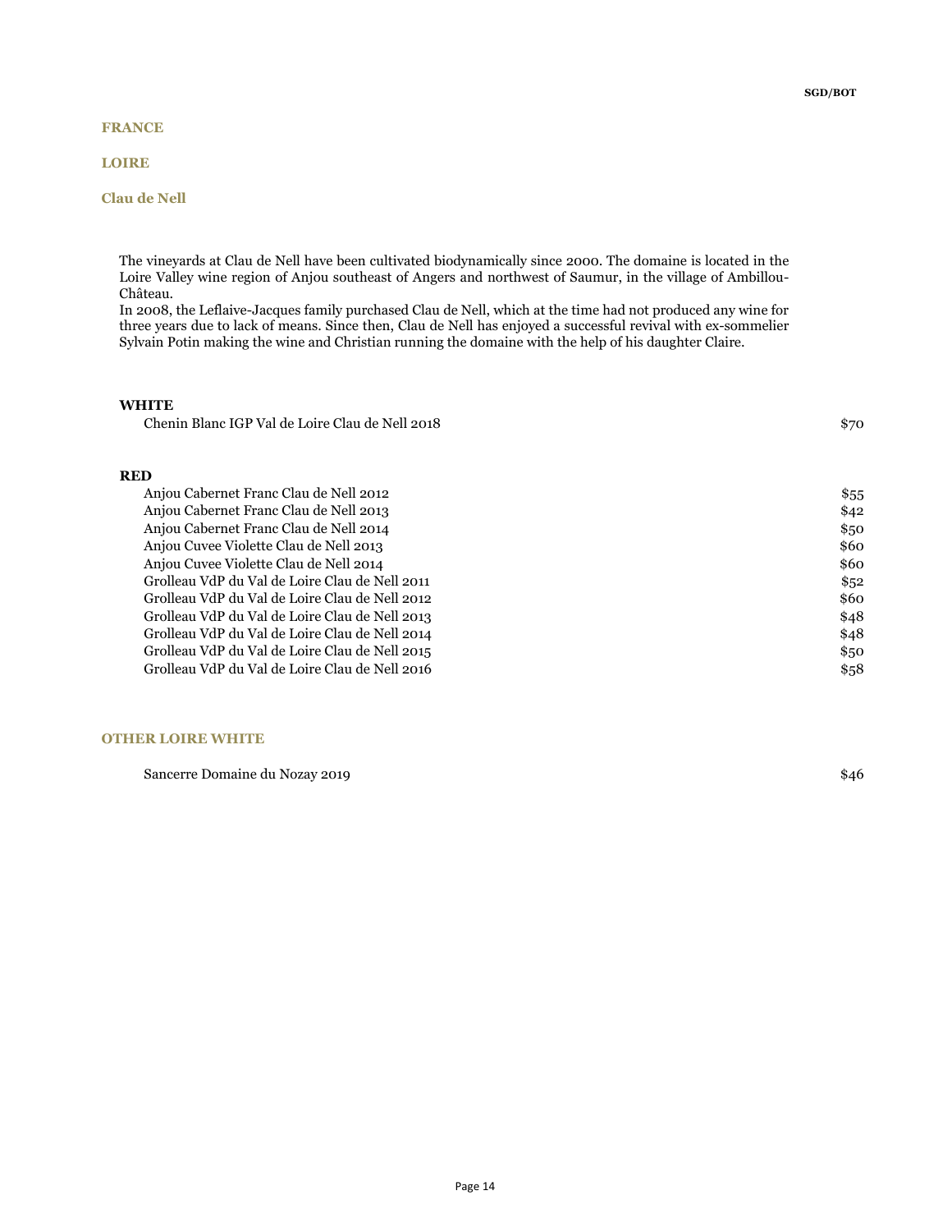**SGD/BOT**

# FRANCE

## LOIRE

### Clau de Nell

The vineyards at Clau de Nell have been cultivated biodynamically since 2000. The domaine is located in the Loire Valley wine region of Anjou southeast of Angers and northwest of Saumur, in the village of Ambillou-Château.

In 2008, the Leflaive-Jacques family purchased Clau de Nell, which at the time had not produced any wine for three years due to lack of means. Since then, Clau de Nell has enjoyed a successful revival with ex-sommelier Sylvain Potin making the wine and Christian running the domaine with the help of his daughter Claire.

**WHITE**

| | |
|---|---|
| Chenin Blanc IGP Val de Loire Clau de Nell 2018 | $70 |

**RED**

| | |
|---|---|
| Anjou Cabernet Franc Clau de Nell 2012 | $55 |
| Anjou Cabernet Franc Clau de Nell 2013 | $42 |
| Anjou Cabernet Franc Clau de Nell 2014 | $50 |
| Anjou Cuvee Violette Clau de Nell 2013 | $60 |
| Anjou Cuvee Violette Clau de Nell 2014 | $60 |
| Grolleau VdP du Val de Loire Clau de Nell 2011 | $52 |
| Grolleau VdP du Val de Loire Clau de Nell 2012 | $60 |
| Grolleau VdP du Val de Loire Clau de Nell 2013 | $48 |
| Grolleau VdP du Val de Loire Clau de Nell 2014 | $48 |
| Grolleau VdP du Val de Loire Clau de Nell 2015 | $50 |
| Grolleau VdP du Val de Loire Clau de Nell 2016 | $58 |

### OTHER LOIRE WHITE

| | |
|---|---|
| Sancerre Domaine du Nozay 2019 | $46 |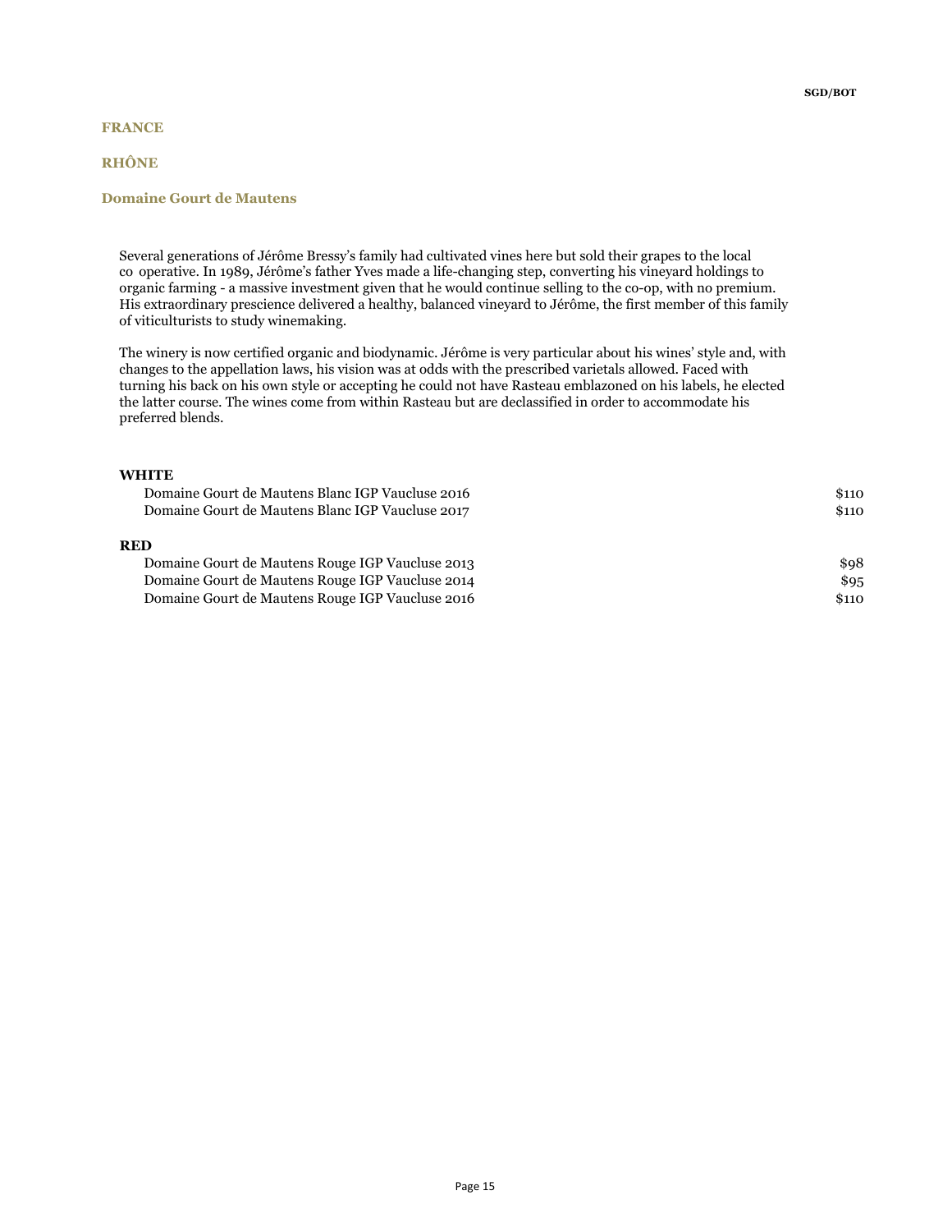SGD/BOT

# FRANCE

## RHÔNE

### Domaine Gourt de Mautens

Several generations of Jérôme Bressy's family had cultivated vines here but sold their grapes to the local co operative. In 1989, Jérôme's father Yves made a life-changing step, converting his vineyard holdings to organic farming - a massive investment given that he would continue selling to the co-op, with no premium. His extraordinary prescience delivered a healthy, balanced vineyard to Jérôme, the first member of this family of viticulturists to study winemaking.

The winery is now certified organic and biodynamic. Jérôme is very particular about his wines' style and, with changes to the appellation laws, his vision was at odds with the prescribed varietals allowed. Faced with turning his back on his own style or accepting he could not have Rasteau emblazoned on his labels, he elected the latter course. The wines come from within Rasteau but are declassified in order to accommodate his preferred blends.

**WHITE**

| | |
|---|---|
| Domaine Gourt de Mautens Blanc IGP Vaucluse 2016 | $110 |
| Domaine Gourt de Mautens Blanc IGP Vaucluse 2017 | $110 |

**RED**

| | |
|---|---|
| Domaine Gourt de Mautens Rouge IGP Vaucluse 2013 | $98 |
| Domaine Gourt de Mautens Rouge IGP Vaucluse 2014 | $95 |
| Domaine Gourt de Mautens Rouge IGP Vaucluse 2016 | $110 |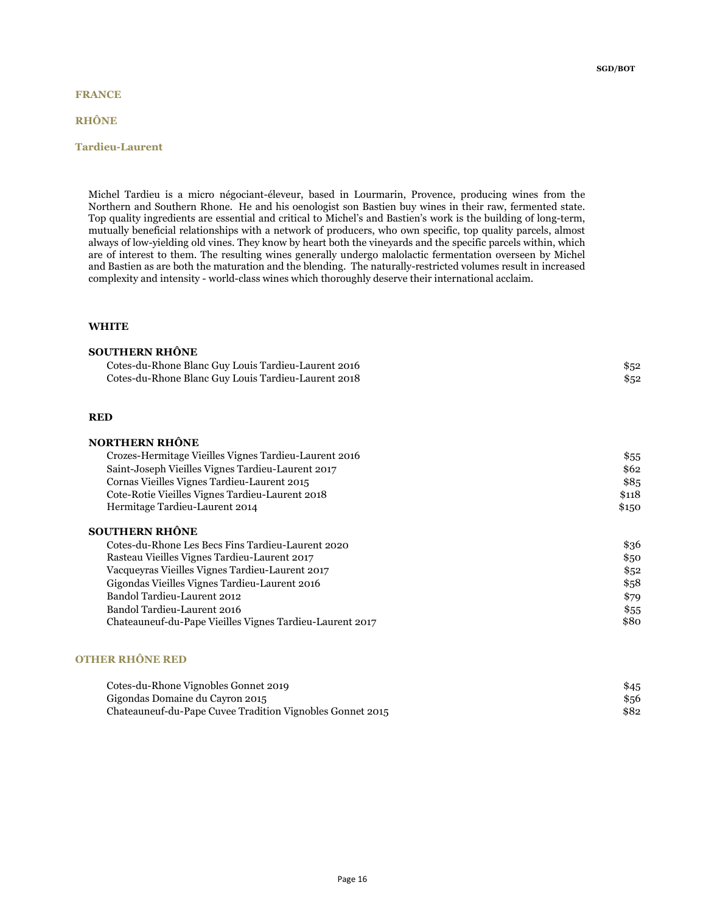SGD/BOT

# FRANCE

## RHÔNE

### Tardieu-Laurent

Michel Tardieu is a micro négociant-éleveur, based in Lourmarin, Provence, producing wines from the Northern and Southern Rhone. He and his oenologist son Bastien buy wines in their raw, fermented state. Top quality ingredients are essential and critical to Michel's and Bastien's work is the building of long-term, mutually beneficial relationships with a network of producers, who own specific, top quality parcels, almost always of low-yielding old vines. They know by heart both the vineyards and the specific parcels within, which are of interest to them. The resulting wines generally undergo malolactic fermentation overseen by Michel and Bastien as are both the maturation and the blending. The naturally-restricted volumes result in increased complexity and intensity - world-class wines which thoroughly deserve their international acclaim.

**WHITE**

**SOUTHERN RHÔNE**

| | |
|---|---|
| Cotes-du-Rhone Blanc Guy Louis Tardieu-Laurent 2016 | $52 |
| Cotes-du-Rhone Blanc Guy Louis Tardieu-Laurent 2018 | $52 |

**RED**

**NORTHERN RHÔNE**

| | |
|---|---|
| Crozes-Hermitage Vieilles Vignes Tardieu-Laurent 2016 | $55 |
| Saint-Joseph Vieilles Vignes Tardieu-Laurent 2017 | $62 |
| Cornas Vieilles Vignes Tardieu-Laurent 2015 | $85 |
| Cote-Rotie Vieilles Vignes Tardieu-Laurent 2018 | $118 |
| Hermitage Tardieu-Laurent 2014 | $150 |

**SOUTHERN RHÔNE**

| | |
|---|---|
| Cotes-du-Rhone Les Becs Fins Tardieu-Laurent 2020 | $36 |
| Rasteau Vieilles Vignes Tardieu-Laurent 2017 | $50 |
| Vacqueyras Vieilles Vignes Tardieu-Laurent 2017 | $52 |
| Gigondas Vieilles Vignes Tardieu-Laurent 2016 | $58 |
| Bandol Tardieu-Laurent 2012 | $79 |
| Bandol Tardieu-Laurent 2016 | $55 |
| Chateauneuf-du-Pape Vieilles Vignes Tardieu-Laurent 2017 | $80 |

### OTHER RHÔNE RED

| | |
|---|---|
| Cotes-du-Rhone Vignobles Gonnet 2019 | $45 |
| Gigondas Domaine du Cayron 2015 | $56 |
| Chateauneuf-du-Pape Cuvee Tradition Vignobles Gonnet 2015 | $82 |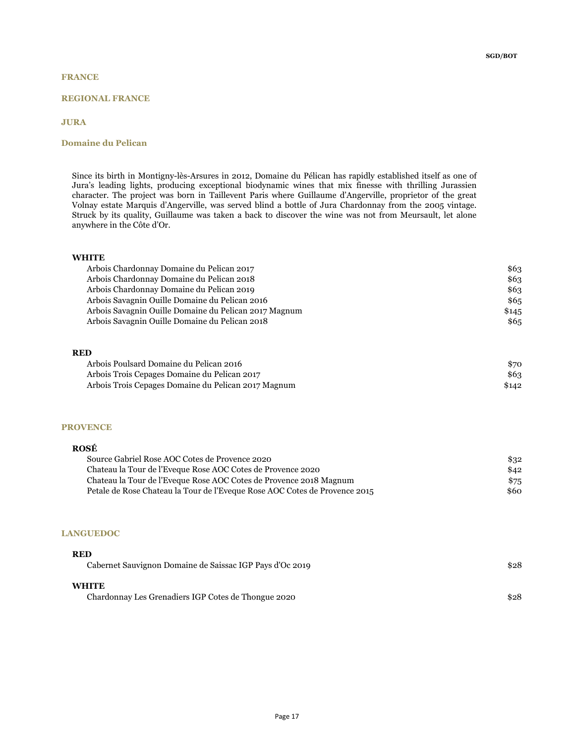SGD/BOT

# FRANCE

## REGIONAL FRANCE

### JURA

#### Domaine du Pelican

Since its birth in Montigny-lès-Arsures in 2012, Domaine du Pélican has rapidly established itself as one of Jura's leading lights, producing exceptional biodynamic wines that mix finesse with thrilling Jurassien character. The project was born in Taillevent Paris where Guillaume d'Angerville, proprietor of the great Volnay estate Marquis d'Angerville, was served blind a bottle of Jura Chardonnay from the 2005 vintage. Struck by its quality, Guillaume was taken a back to discover the wine was not from Meursault, let alone anywhere in the Côte d'Or.

**WHITE**

| | |
|---|---|
| Arbois Chardonnay Domaine du Pelican 2017 | $63 |
| Arbois Chardonnay Domaine du Pelican 2018 | $63 |
| Arbois Chardonnay Domaine du Pelican 2019 | $63 |
| Arbois Savagnin Ouille Domaine du Pelican 2016 | $65 |
| Arbois Savagnin Ouille Domaine du Pelican 2017 Magnum | $145 |
| Arbois Savagnin Ouille Domaine du Pelican 2018 | $65 |

**RED**

| | |
|---|---|
| Arbois Poulsard Domaine du Pelican 2016 | $70 |
| Arbois Trois Cepages Domaine du Pelican 2017 | $63 |
| Arbois Trois Cepages Domaine du Pelican 2017 Magnum | $142 |

### PROVENCE

**ROSÉ**

| | |
|---|---|
| Source Gabriel Rose AOC Cotes de Provence 2020 | $32 |
| Chateau la Tour de l'Eveque Rose AOC Cotes de Provence 2020 | $42 |
| Chateau la Tour de l'Eveque Rose AOC Cotes de Provence 2018 Magnum | $75 |
| Petale de Rose Chateau la Tour de l'Eveque Rose AOC Cotes de Provence 2015 | $60 |

### LANGUEDOC

**RED**

| | |
|---|---|
| Cabernet Sauvignon Domaine de Saissac IGP Pays d'Oc 2019 | $28 |

**WHITE**

| | |
|---|---|
| Chardonnay Les Grenadiers IGP Cotes de Thongue 2020 | $28 |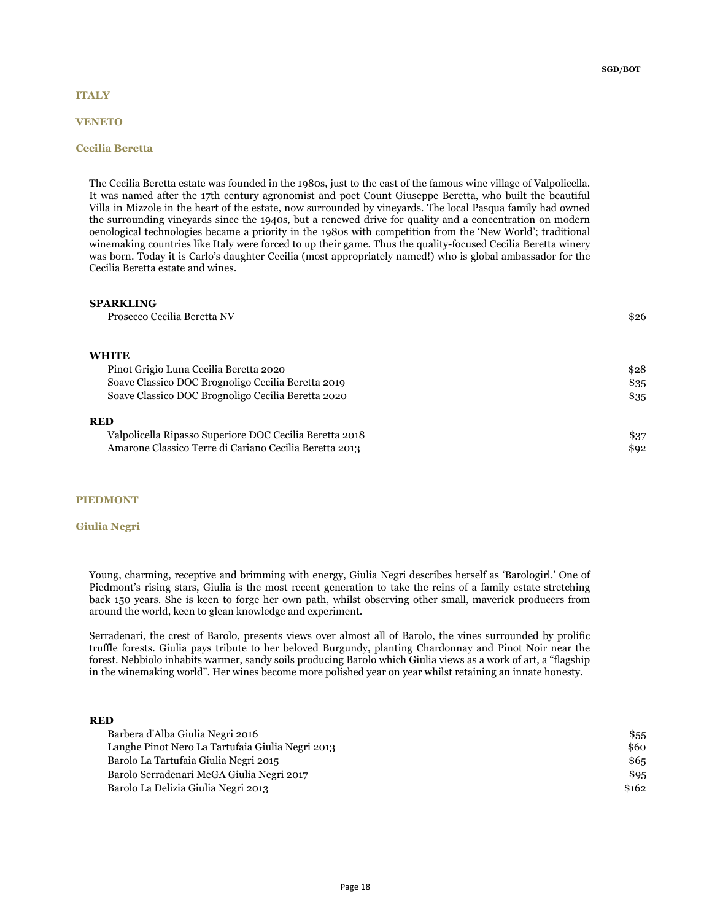SGD/BOT

# ITALY

## VENETO

### Cecilia Beretta

The Cecilia Beretta estate was founded in the 1980s, just to the east of the famous wine village of Valpolicella. It was named after the 17th century agronomist and poet Count Giuseppe Beretta, who built the beautiful Villa in Mizzole in the heart of the estate, now surrounded by vineyards. The local Pasqua family had owned the surrounding vineyards since the 1940s, but a renewed drive for quality and a concentration on modern oenological technologies became a priority in the 1980s with competition from the 'New World'; traditional winemaking countries like Italy were forced to up their game. Thus the quality-focused Cecilia Beretta winery was born. Today it is Carlo's daughter Cecilia (most appropriately named!) who is global ambassador for the Cecilia Beretta estate and wines.

**SPARKLING**

| | |
|---|---|
| Prosecco Cecilia Beretta NV | $26 |

**WHITE**

| | |
|---|---|
| Pinot Grigio Luna Cecilia Beretta 2020 | $28 |
| Soave Classico DOC Brognoligo Cecilia Beretta 2019 | $35 |
| Soave Classico DOC Brognoligo Cecilia Beretta 2020 | $35 |

**RED**

| | |
|---|---|
| Valpolicella Ripasso Superiore DOC Cecilia Beretta 2018 | $37 |
| Amarone Classico Terre di Cariano Cecilia Beretta 2013 | $92 |

## PIEDMONT

### Giulia Negri

Young, charming, receptive and brimming with energy, Giulia Negri describes herself as 'Barologirl.' One of Piedmont's rising stars, Giulia is the most recent generation to take the reins of a family estate stretching back 150 years. She is keen to forge her own path, whilst observing other small, maverick producers from around the world, keen to glean knowledge and experiment.

Serradenari, the crest of Barolo, presents views over almost all of Barolo, the vines surrounded by prolific truffle forests. Giulia pays tribute to her beloved Burgundy, planting Chardonnay and Pinot Noir near the forest. Nebbiolo inhabits warmer, sandy soils producing Barolo which Giulia views as a work of art, a "flagship in the winemaking world". Her wines become more polished year on year whilst retaining an innate honesty.

**RED**

| | |
|---|---|
| Barbera d'Alba Giulia Negri 2016 | $55 |
| Langhe Pinot Nero La Tartufaia Giulia Negri 2013 | $60 |
| Barolo La Tartufaia Giulia Negri 2015 | $65 |
| Barolo Serradenari MeGA Giulia Negri 2017 | $95 |
| Barolo La Delizia Giulia Negri 2013 | $162 |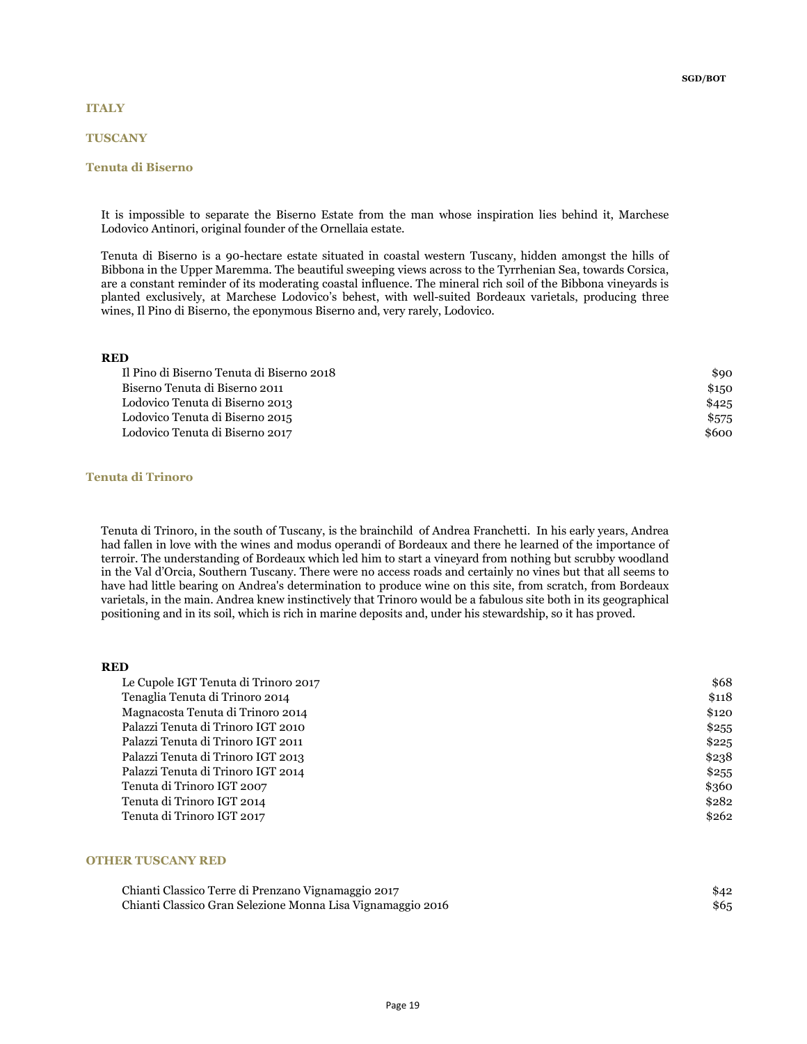SGD/BOT

# ITALY

## TUSCANY

### Tenuta di Biserno

It is impossible to separate the Biserno Estate from the man whose inspiration lies behind it, Marchese Lodovico Antinori, original founder of the Ornellaia estate.

Tenuta di Biserno is a 90-hectare estate situated in coastal western Tuscany, hidden amongst the hills of Bibbona in the Upper Maremma. The beautiful sweeping views across to the Tyrrhenian Sea, towards Corsica, are a constant reminder of its moderating coastal influence. The mineral rich soil of the Bibbona vineyards is planted exclusively, at Marchese Lodovico's behest, with well-suited Bordeaux varietals, producing three wines, Il Pino di Biserno, the eponymous Biserno and, very rarely, Lodovico.

**RED**

| | |
|---|---|
| Il Pino di Biserno Tenuta di Biserno 2018 | $90 |
| Biserno Tenuta di Biserno 2011 | $150 |
| Lodovico Tenuta di Biserno 2013 | $425 |
| Lodovico Tenuta di Biserno 2015 | $575 |
| Lodovico Tenuta di Biserno 2017 | $600 |

### Tenuta di Trinoro

Tenuta di Trinoro, in the south of Tuscany, is the brainchild of Andrea Franchetti. In his early years, Andrea had fallen in love with the wines and modus operandi of Bordeaux and there he learned of the importance of terroir. The understanding of Bordeaux which led him to start a vineyard from nothing but scrubby woodland in the Val d'Orcia, Southern Tuscany. There were no access roads and certainly no vines but that all seems to have had little bearing on Andrea's determination to produce wine on this site, from scratch, from Bordeaux varietals, in the main. Andrea knew instinctively that Trinoro would be a fabulous site both in its geographical positioning and in its soil, which is rich in marine deposits and, under his stewardship, so it has proved.

**RED**

| | |
|---|---|
| Le Cupole IGT Tenuta di Trinoro 2017 | $68 |
| Tenaglia Tenuta di Trinoro 2014 | $118 |
| Magnacosta Tenuta di Trinoro 2014 | $120 |
| Palazzi Tenuta di Trinoro IGT 2010 | $255 |
| Palazzi Tenuta di Trinoro IGT 2011 | $225 |
| Palazzi Tenuta di Trinoro IGT 2013 | $238 |
| Palazzi Tenuta di Trinoro IGT 2014 | $255 |
| Tenuta di Trinoro IGT 2007 | $360 |
| Tenuta di Trinoro IGT 2014 | $282 |
| Tenuta di Trinoro IGT 2017 | $262 |

### OTHER TUSCANY RED

| | |
|---|---|
| Chianti Classico Terre di Prenzano Vignamaggio 2017 | $42 |
| Chianti Classico Gran Selezione Monna Lisa Vignamaggio 2016 | $65 |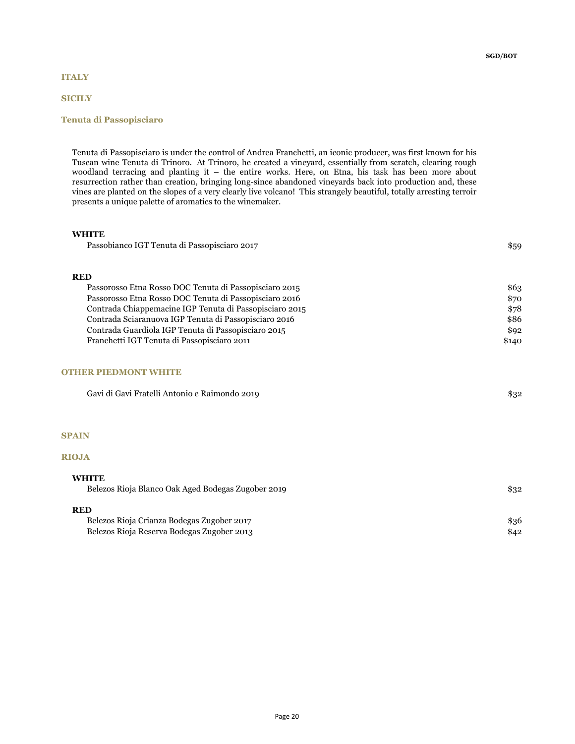## ITALY

### SICILY

#### Tenuta di Passopisciaro

Tenuta di Passopisciaro is under the control of Andrea Franchetti, an iconic producer, was first known for his Tuscan wine Tenuta di Trinoro. At Trinoro, he created a vineyard, essentially from scratch, clearing rough woodland terracing and planting it – the entire works. Here, on Etna, his task has been more about resurrection rather than creation, bringing long-since abandoned vineyards back into production and, these vines are planted on the slopes of a very clearly live volcano! This strangely beautiful, totally arresting terroir presents a unique palette of aromatics to the winemaker.

**WHITE**

| Wine | SGD/BOT |
|---|---|
| Passobianco IGT Tenuta di Passopisciaro 2017 | $59 |

**RED**

| Wine | SGD/BOT |
|---|---|
| Passorosso Etna Rosso DOC Tenuta di Passopisciaro 2015 | $63 |
| Passorosso Etna Rosso DOC Tenuta di Passopisciaro 2016 | $70 |
| Contrada Chiappemacine IGP Tenuta di Passopisciaro 2015 | $78 |
| Contrada Sciaranuova IGP Tenuta di Passopisciaro 2016 | $86 |
| Contrada Guardiola IGP Tenuta di Passopisciaro 2015 | $92 |
| Franchetti IGT Tenuta di Passopisciaro 2011 | $140 |

### OTHER PIEDMONT WHITE

| Wine | SGD/BOT |
|---|---|
| Gavi di Gavi Fratelli Antonio e Raimondo 2019 | $32 |

## SPAIN

### RIOJA

**WHITE**

| Wine | SGD/BOT |
|---|---|
| Belezos Rioja Blanco Oak Aged Bodegas Zugober 2019 | $32 |

**RED**

| Wine | SGD/BOT |
|---|---|
| Belezos Rioja Crianza Bodegas Zugober 2017 | $36 |
| Belezos Rioja Reserva Bodegas Zugober 2013 | $42 |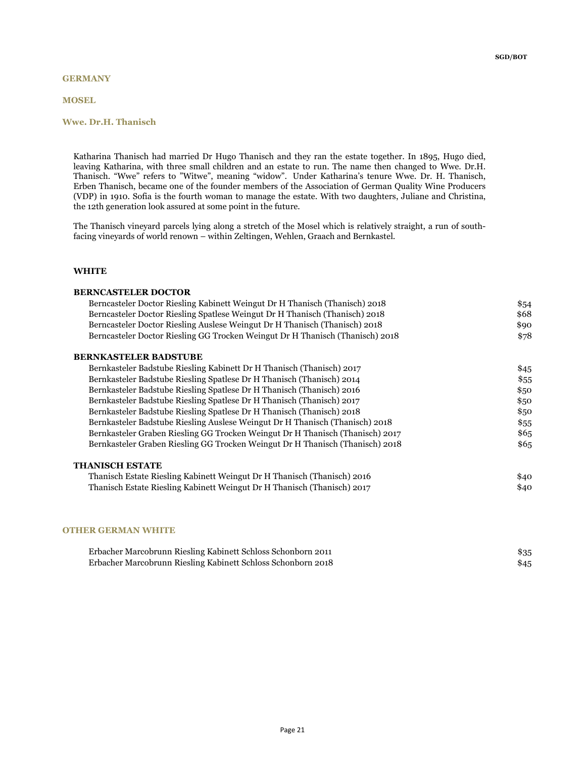SGD/BOT

## GERMANY

## MOSEL

### Wwe. Dr.H. Thanisch

Katharina Thanisch had married Dr Hugo Thanisch and they ran the estate together. In 1895, Hugo died, leaving Katharina, with three small children and an estate to run. The name then changed to Wwe. Dr.H. Thanisch. “Wwe” refers to ”Witwe”, meaning “widow”. Under Katharina’s tenure Wwe. Dr. H. Thanisch, Erben Thanisch, became one of the founder members of the Association of German Quality Wine Producers (VDP) in 1910. Sofia is the fourth woman to manage the estate. With two daughters, Juliane and Christina, the 12th generation look assured at some point in the future.

The Thanisch vineyard parcels lying along a stretch of the Mosel which is relatively straight, a run of south-facing vineyards of world renown – within Zeltingen, Wehlen, Graach and Bernkastel.

#### WHITE

**BERNCASTELER DOCTOR**

| Wine | Price |
|---|---|
| Berncasteler Doctor Riesling Kabinett Weingut Dr H Thanisch (Thanisch) 2018 | $54 |
| Berncasteler Doctor Riesling Spatlese Weingut Dr H Thanisch (Thanisch) 2018 | $68 |
| Berncasteler Doctor Riesling Auslese Weingut Dr H Thanisch (Thanisch) 2018 | $90 |
| Berncasteler Doctor Riesling GG Trocken Weingut Dr H Thanisch (Thanisch) 2018 | $78 |

**BERNKASTELER BADSTUBE**

| Wine | Price |
|---|---|
| Bernkasteler Badstube Riesling Kabinett Dr H Thanisch (Thanisch) 2017 | $45 |
| Bernkasteler Badstube Riesling Spatlese Dr H Thanisch (Thanisch) 2014 | $55 |
| Bernkasteler Badstube Riesling Spatlese Dr H Thanisch (Thanisch) 2016 | $50 |
| Bernkasteler Badstube Riesling Spatlese Dr H Thanisch (Thanisch) 2017 | $50 |
| Bernkasteler Badstube Riesling Spatlese Dr H Thanisch (Thanisch) 2018 | $50 |
| Bernkasteler Badstube Riesling Auslese Weingut Dr H Thanisch (Thanisch) 2018 | $55 |
| Bernkasteler Graben Riesling GG Trocken Weingut Dr H Thanisch (Thanisch) 2017 | $65 |
| Bernkasteler Graben Riesling GG Trocken Weingut Dr H Thanisch (Thanisch) 2018 | $65 |

**THANISCH ESTATE**

| Wine | Price |
|---|---|
| Thanisch Estate Riesling Kabinett Weingut Dr H Thanisch (Thanisch) 2016 | $40 |
| Thanisch Estate Riesling Kabinett Weingut Dr H Thanisch (Thanisch) 2017 | $40 |

## OTHER GERMAN WHITE

| Wine | Price |
|---|---|
| Erbacher Marcobrunn Riesling Kabinett Schloss Schonborn 2011 | $35 |
| Erbacher Marcobrunn Riesling Kabinett Schloss Schonborn 2018 | $45 |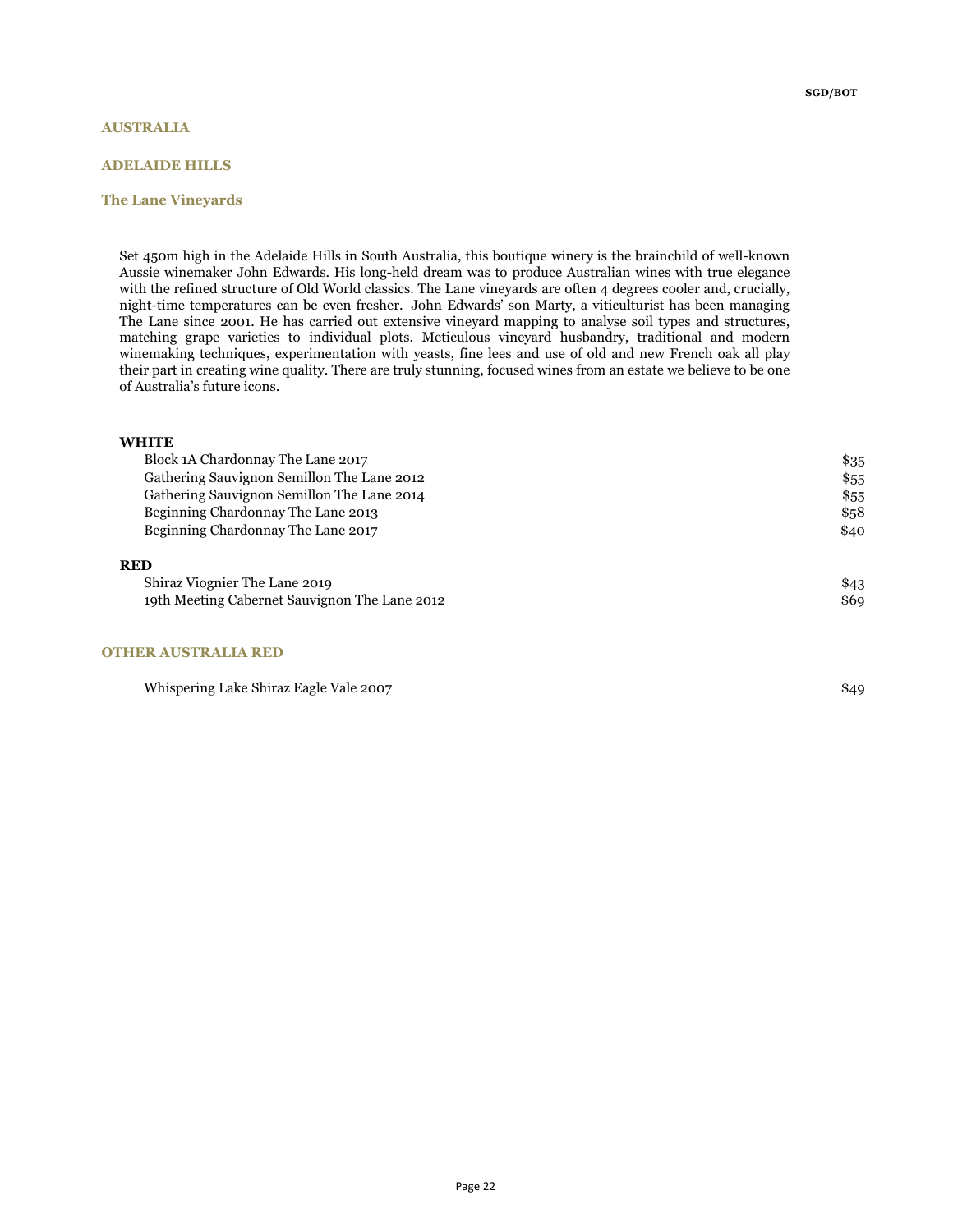SGD/BOT

# AUSTRALIA

## ADELAIDE HILLS

### The Lane Vineyards

Set 450m high in the Adelaide Hills in South Australia, this boutique winery is the brainchild of well-known Aussie winemaker John Edwards. His long-held dream was to produce Australian wines with true elegance with the refined structure of Old World classics. The Lane vineyards are often 4 degrees cooler and, crucially, night-time temperatures can be even fresher. John Edwards' son Marty, a viticulturist has been managing The Lane since 2001. He has carried out extensive vineyard mapping to analyse soil types and structures, matching grape varieties to individual plots. Meticulous vineyard husbandry, traditional and modern winemaking techniques, experimentation with yeasts, fine lees and use of old and new French oak all play their part in creating wine quality. There are truly stunning, focused wines from an estate we believe to be one of Australia's future icons.

**WHITE**

| | |
|---|---|
| Block 1A Chardonnay The Lane 2017 | $35 |
| Gathering Sauvignon Semillon The Lane 2012 | $55 |
| Gathering Sauvignon Semillon The Lane 2014 | $55 |
| Beginning Chardonnay The Lane 2013 | $58 |
| Beginning Chardonnay The Lane 2017 | $40 |

**RED**

| | |
|---|---|
| Shiraz Viognier The Lane 2019 | $43 |
| 19th Meeting Cabernet Sauvignon The Lane 2012 | $69 |

## OTHER AUSTRALIA RED

| | |
|---|---|
| Whispering Lake Shiraz Eagle Vale 2007 | $49 |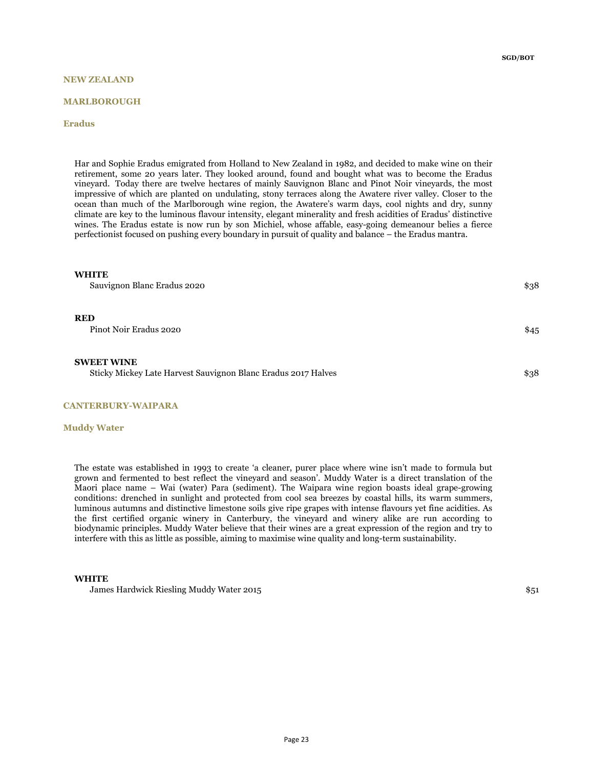## NEW ZEALAND

### MARLBOROUGH

#### Eradus

Har and Sophie Eradus emigrated from Holland to New Zealand in 1982, and decided to make wine on their retirement, some 20 years later. They looked around, found and bought what was to become the Eradus vineyard. Today there are twelve hectares of mainly Sauvignon Blanc and Pinot Noir vineyards, the most impressive of which are planted on undulating, stony terraces along the Awatere river valley. Closer to the ocean than much of the Marlborough wine region, the Awatere's warm days, cool nights and dry, sunny climate are key to the luminous flavour intensity, elegant minerality and fresh acidities of Eradus' distinctive wines. The Eradus estate is now run by son Michiel, whose affable, easy-going demeanour belies a fierce perfectionist focused on pushing every boundary in pursuit of quality and balance – the Eradus mantra.

**WHITE**

| | |
|---|---|
| Sauvignon Blanc Eradus 2020 | $38 |

**RED**

| | |
|---|---|
| Pinot Noir Eradus 2020 | $45 |

**SWEET WINE**

| | |
|---|---|
| Sticky Mickey Late Harvest Sauvignon Blanc Eradus 2017 Halves | $38 |

### CANTERBURY-WAIPARA

#### Muddy Water

The estate was established in 1993 to create 'a cleaner, purer place where wine isn't made to formula but grown and fermented to best reflect the vineyard and season'. Muddy Water is a direct translation of the Maori place name – Wai (water) Para (sediment). The Waipara wine region boasts ideal grape-growing conditions: drenched in sunlight and protected from cool sea breezes by coastal hills, its warm summers, luminous autumns and distinctive limestone soils give ripe grapes with intense flavours yet fine acidities. As the first certified organic winery in Canterbury, the vineyard and winery alike are run according to biodynamic principles. Muddy Water believe that their wines are a great expression of the region and try to interfere with this as little as possible, aiming to maximise wine quality and long-term sustainability.

**WHITE**

| | |
|---|---|
| James Hardwick Riesling Muddy Water 2015 | $51 |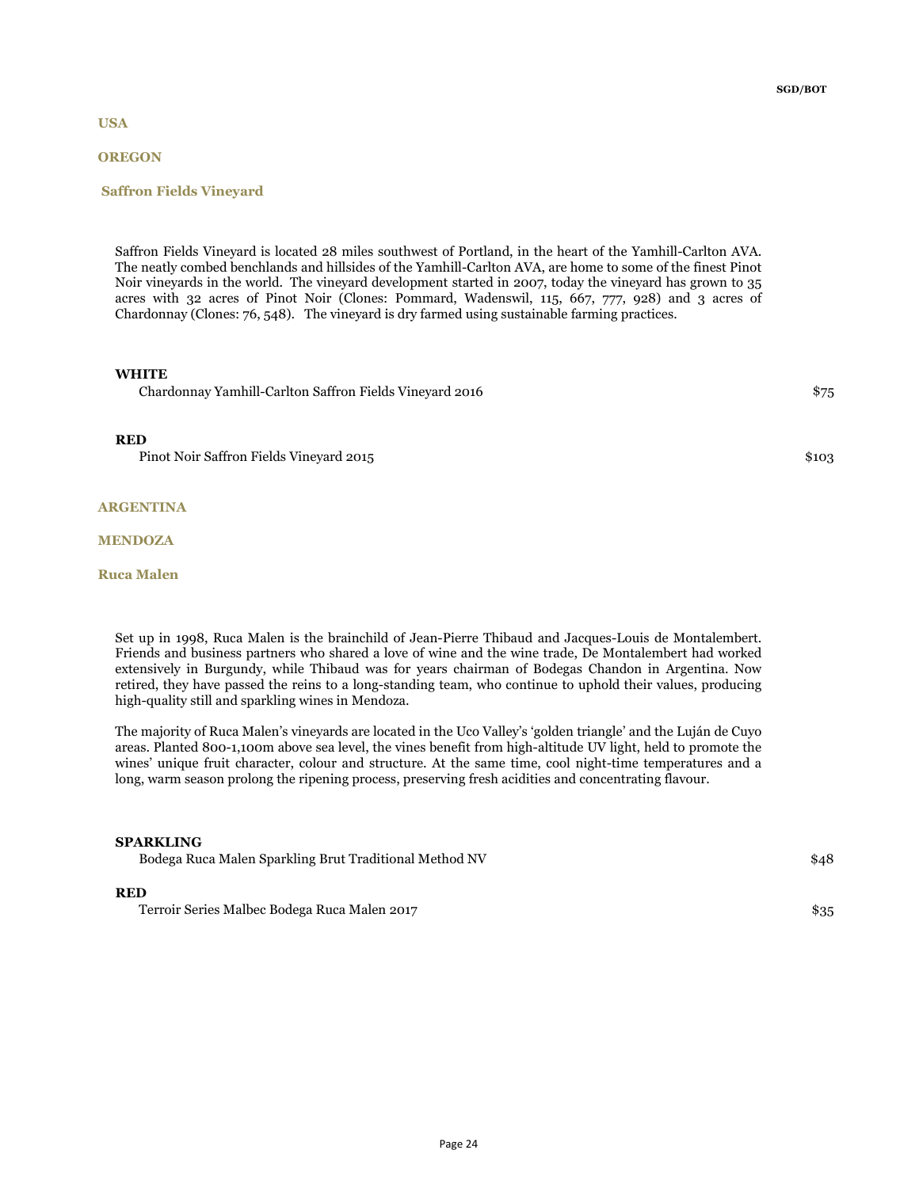SGD/BOT

## USA

### OREGON

#### Saffron Fields Vineyard

Saffron Fields Vineyard is located 28 miles southwest of Portland, in the heart of the Yamhill-Carlton AVA. The neatly combed benchlands and hillsides of the Yamhill-Carlton AVA, are home to some of the finest Pinot Noir vineyards in the world. The vineyard development started in 2007, today the vineyard has grown to 35 acres with 32 acres of Pinot Noir (Clones: Pommard, Wadenswil, 115, 667, 777, 928) and 3 acres of Chardonnay (Clones: 76, 548). The vineyard is dry farmed using sustainable farming practices.

**WHITE**

| Wine | Price |
|---|---|
| Chardonnay Yamhill-Carlton Saffron Fields Vineyard 2016 | $75 |

**RED**

| Wine | Price |
|---|---|
| Pinot Noir Saffron Fields Vineyard 2015 | $103 |

## ARGENTINA

### MENDOZA

#### Ruca Malen

Set up in 1998, Ruca Malen is the brainchild of Jean-Pierre Thibaud and Jacques-Louis de Montalembert. Friends and business partners who shared a love of wine and the wine trade, De Montalembert had worked extensively in Burgundy, while Thibaud was for years chairman of Bodegas Chandon in Argentina. Now retired, they have passed the reins to a long-standing team, who continue to uphold their values, producing high-quality still and sparkling wines in Mendoza.

The majority of Ruca Malen's vineyards are located in the Uco Valley's 'golden triangle' and the Luján de Cuyo areas. Planted 800-1,100m above sea level, the vines benefit from high-altitude UV light, held to promote the wines' unique fruit character, colour and structure. At the same time, cool night-time temperatures and a long, warm season prolong the ripening process, preserving fresh acidities and concentrating flavour.

**SPARKLING**

| Wine | Price |
|---|---|
| Bodega Ruca Malen Sparkling Brut Traditional Method NV | $48 |

**RED**

| Wine | Price |
|---|---|
| Terroir Series Malbec Bodega Ruca Malen 2017 | $35 |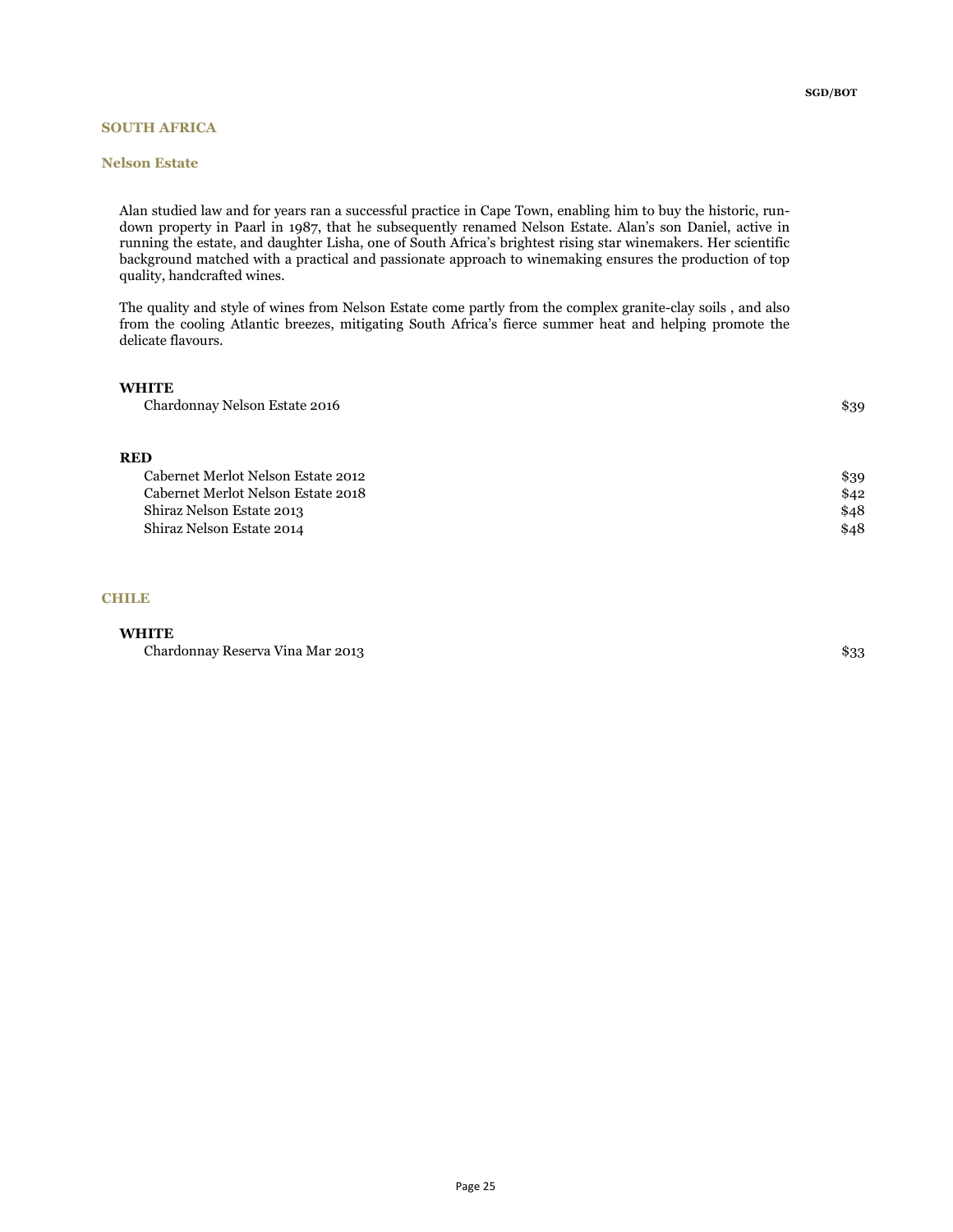SGD/BOT

## SOUTH AFRICA

### Nelson Estate

Alan studied law and for years ran a successful practice in Cape Town, enabling him to buy the historic, run-down property in Paarl in 1987, that he subsequently renamed Nelson Estate. Alan's son Daniel, active in running the estate, and daughter Lisha, one of South Africa's brightest rising star winemakers. Her scientific background matched with a practical and passionate approach to winemaking ensures the production of top quality, handcrafted wines.

The quality and style of wines from Nelson Estate come partly from the complex granite-clay soils , and also from the cooling Atlantic breezes, mitigating South Africa's fierce summer heat and helping promote the delicate flavours.

**WHITE**

| | |
|---|---|
| Chardonnay Nelson Estate 2016 | $39 |

**RED**

| | |
|---|---|
| Cabernet Merlot Nelson Estate 2012 | $39 |
| Cabernet Merlot Nelson Estate 2018 | $42 |
| Shiraz Nelson Estate 2013 | $48 |
| Shiraz Nelson Estate 2014 | $48 |

## CHILE

**WHITE**

| | |
|---|---|
| Chardonnay Reserva Vina Mar 2013 | $33 |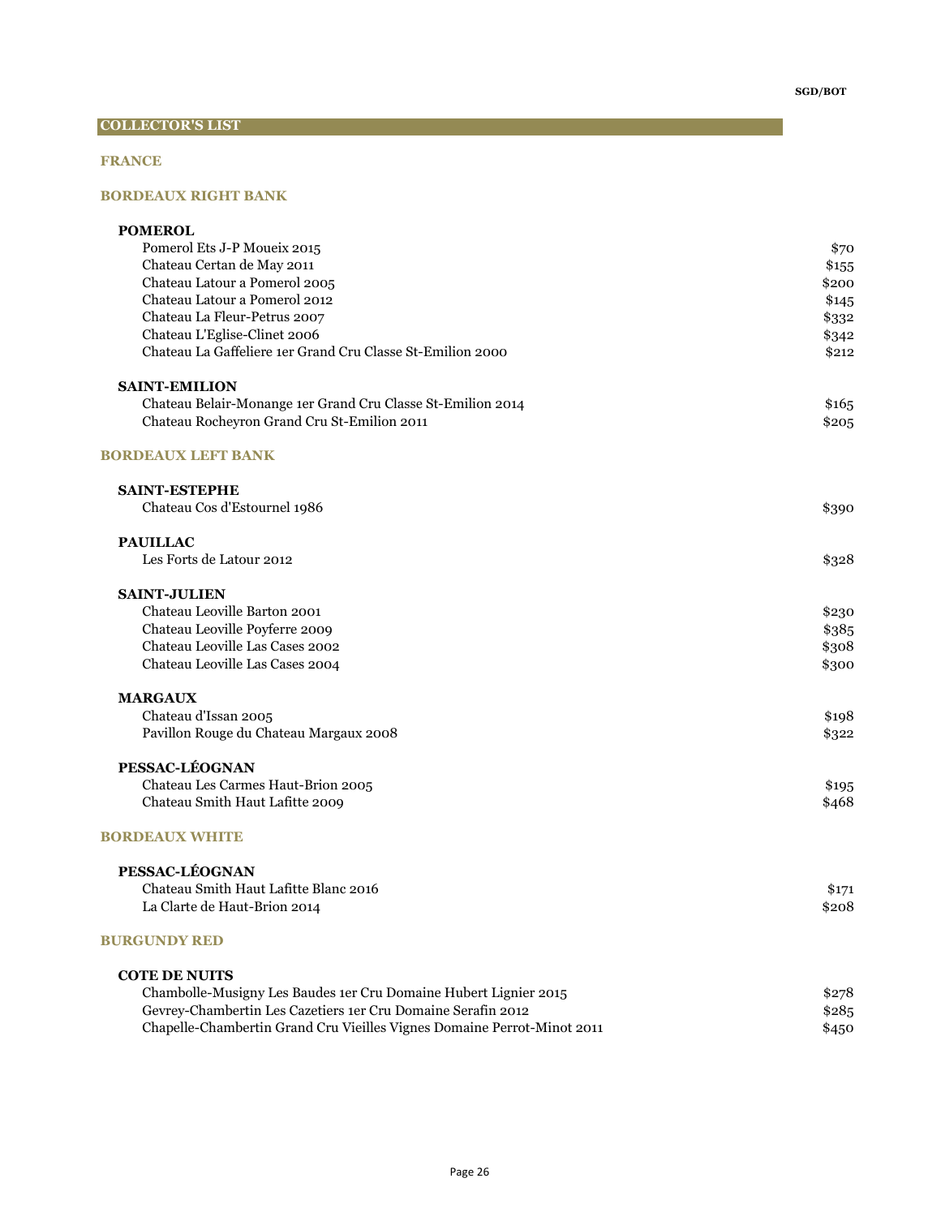SGD/BOT

## COLLECTOR'S LIST

### FRANCE

### BORDEAUX RIGHT BANK

#### POMEROL

| | |
|---|---|
| Pomerol Ets J-P Moueix 2015 | $70 |
| Chateau Certan de May 2011 | $155 |
| Chateau Latour a Pomerol 2005 | $200 |
| Chateau Latour a Pomerol 2012 | $145 |
| Chateau La Fleur-Petrus 2007 | $332 |
| Chateau L'Eglise-Clinet 2006 | $342 |
| Chateau La Gaffeliere 1er Grand Cru Classe St-Emilion 2000 | $212 |

#### SAINT-EMILION

| | |
|---|---|
| Chateau Belair-Monange 1er Grand Cru Classe St-Emilion 2014 | $165 |
| Chateau Rocheyron Grand Cru St-Emilion 2011 | $205 |

### BORDEAUX LEFT BANK

#### SAINT-ESTEPHE

| | |
|---|---|
| Chateau Cos d'Estournel 1986 | $390 |

#### PAUILLAC

| | |
|---|---|
| Les Forts de Latour 2012 | $328 |

#### SAINT-JULIEN

| | |
|---|---|
| Chateau Leoville Barton 2001 | $230 |
| Chateau Leoville Poyferre 2009 | $385 |
| Chateau Leoville Las Cases 2002 | $308 |
| Chateau Leoville Las Cases 2004 | $300 |

#### MARGAUX

| | |
|---|---|
| Chateau d'Issan 2005 | $198 |
| Pavillon Rouge du Chateau Margaux 2008 | $322 |

#### PESSAC-LÉOGNAN

| | |
|---|---|
| Chateau Les Carmes Haut-Brion 2005 | $195 |
| Chateau Smith Haut Lafitte 2009 | $468 |

### BORDEAUX WHITE

#### PESSAC-LÉOGNAN

| | |
|---|---|
| Chateau Smith Haut Lafitte Blanc 2016 | $171 |
| La Clarte de Haut-Brion 2014 | $208 |

### BURGUNDY RED

#### COTE DE NUITS

| | |
|---|---|
| Chambolle-Musigny Les Baudes 1er Cru Domaine Hubert Lignier 2015 | $278 |
| Gevrey-Chambertin Les Cazetiers 1er Cru Domaine Serafin 2012 | $285 |
| Chapelle-Chambertin Grand Cru Vieilles Vignes Domaine Perrot-Minot 2011 | $450 |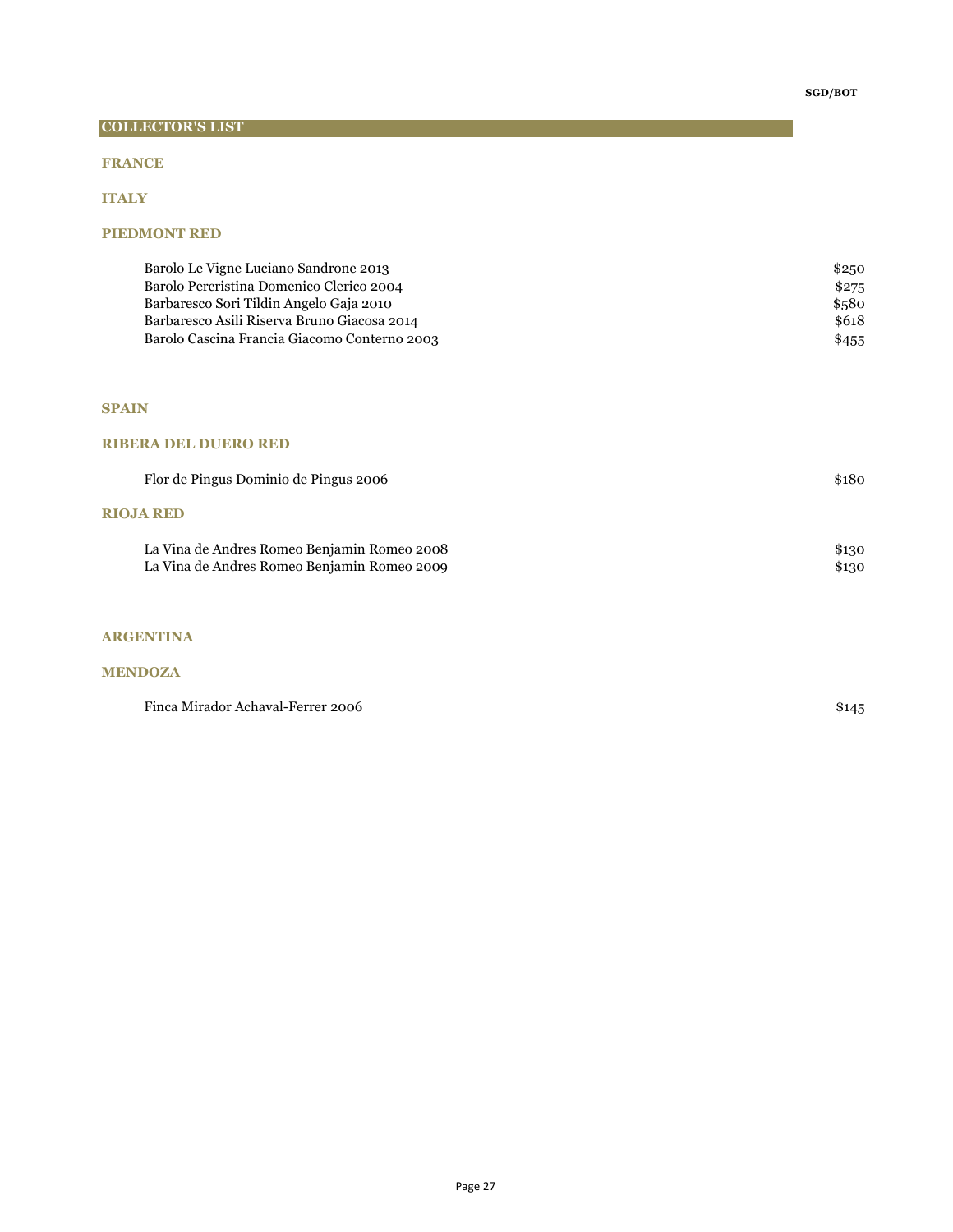SGD/BOT

## COLLECTOR'S LIST

### FRANCE

### ITALY

### PIEDMONT RED

| | |
|---|---|
| Barolo Le Vigne Luciano Sandrone 2013 | $250 |
| Barolo Percristina Domenico Clerico 2004 | $275 |
| Barbaresco Sori Tildin Angelo Gaja 2010 | $580 |
| Barbaresco Asili Riserva Bruno Giacosa 2014 | $618 |
| Barolo Cascina Francia Giacomo Conterno 2003 | $455 |

### SPAIN

### RIBERA DEL DUERO RED

| | |
|---|---|
| Flor de Pingus Dominio de Pingus 2006 | $180 |

### RIOJA RED

| | |
|---|---|
| La Vina de Andres Romeo Benjamin Romeo 2008 | $130 |
| La Vina de Andres Romeo Benjamin Romeo 2009 | $130 |

### ARGENTINA

### MENDOZA

| | |
|---|---|
| Finca Mirador Achaval-Ferrer 2006 | $145 |